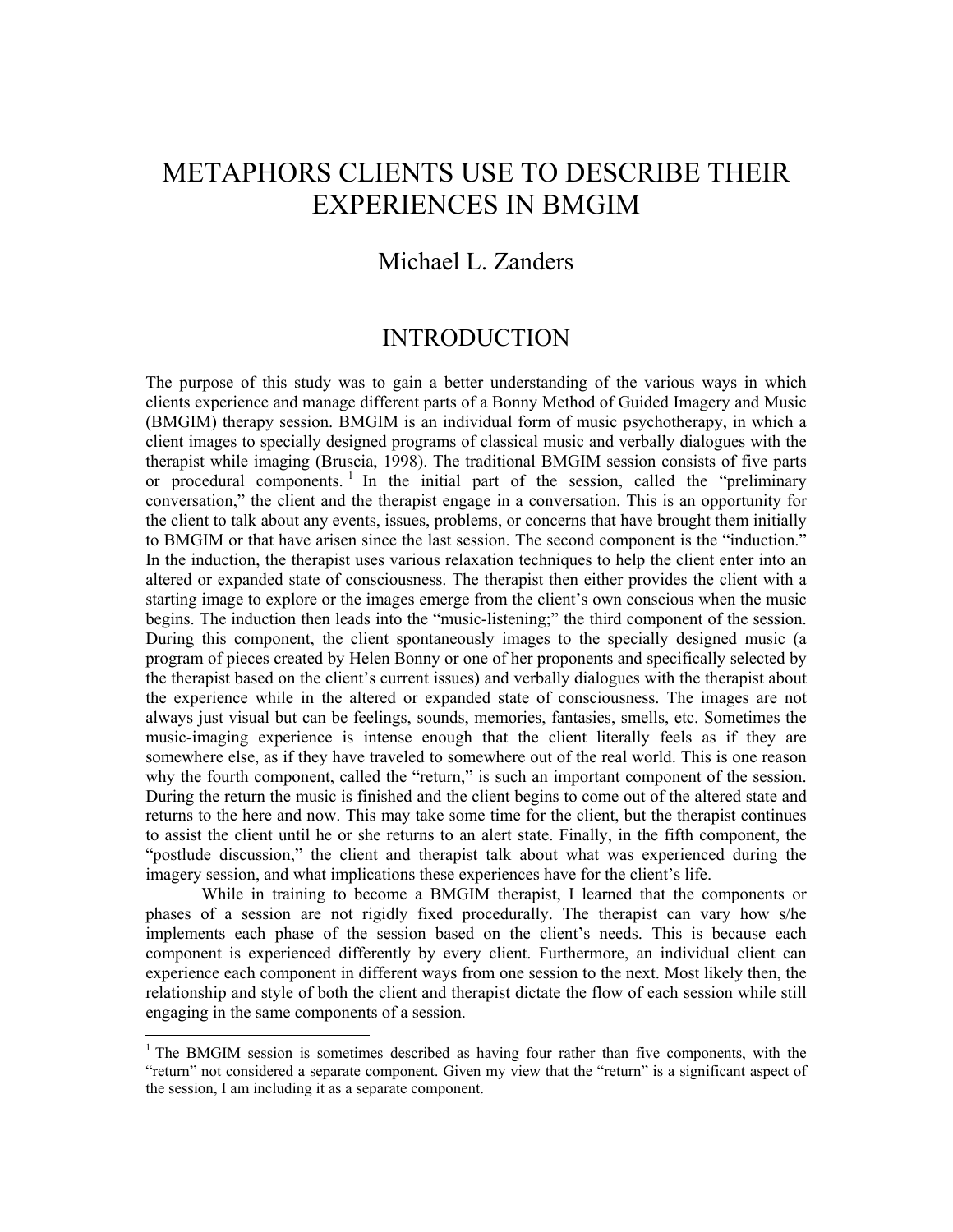# METAPHORS CLIENTS USE TO DESCRIBE THEIR EXPERIENCES IN BMGIM

Michael L. Zanders

## INTRODUCTION

The purpose of this study was to gain a better understanding of the various ways in which clients experience and manage different parts of a Bonny Method of Guided Imagery and Music (BMGIM) therapy session. BMGIM is an individual form of music psychotherapy, in which a client images to specially designed programs of classical music and verbally dialogues with the therapist while imaging (Bruscia, 1998). The traditional BMGIM session consists of five parts or procedural components. [1] In the initial part of the session, called the "preliminary conversation," the client and the therapist engage in a conversation. This is an opportunity for the client to talk about any events, issues, problems, or concerns that have brought them initially to BMGIM or that have arisen since the last session. The second component is the "induction." In the induction, the therapist uses various relaxation techniques to help the client enter into an altered or expanded state of consciousness. The therapist then either provides the client with a starting image to explore or the images emerge from the client's own conscious when the music begins. The induction then leads into the "music-listening;" the third component of the session. During this component, the client spontaneously images to the specially designed music (a program of pieces created by Helen Bonny or one of her proponents and specifically selected by the therapist based on the client's current issues) and verbally dialogues with the therapist about the experience while in the altered or expanded state of consciousness. The images are not always just visual but can be feelings, sounds, memories, fantasies, smells, etc. Sometimes the music-imaging experience is intense enough that the client literally feels as if they are somewhere else, as if they have traveled to somewhere out of the real world. This is one reason why the fourth component, called the "return," is such an important component of the session. During the return the music is finished and the client begins to come out of the altered state and returns to the here and now. This may take some time for the client, but the therapist continues to assist the client until he or she returns to an alert state. Finally, in the fifth component, the "postlude discussion," the client and therapist talk about what was experienced during the imagery session, and what implications these experiences have for the client's life.

While in training to become a BMGIM therapist, I learned that the components or phases of a session are not rigidly fixed procedurally. The therapist can vary how s/he implements each phase of the session based on the client's needs. This is because each component is experienced differently by every client. Furthermore, an individual client can experience each component in different ways from one session to the next. Most likely then, the relationship and style of both the client and therapist dictate the flow of each session while still engaging in the same components of a session.

---

[1] The BMGIM session is sometimes described as having four rather than five components, with the "return" not considered a separate component. Given my view that the "return" is a significant aspect of the session, I am including it as a separate component.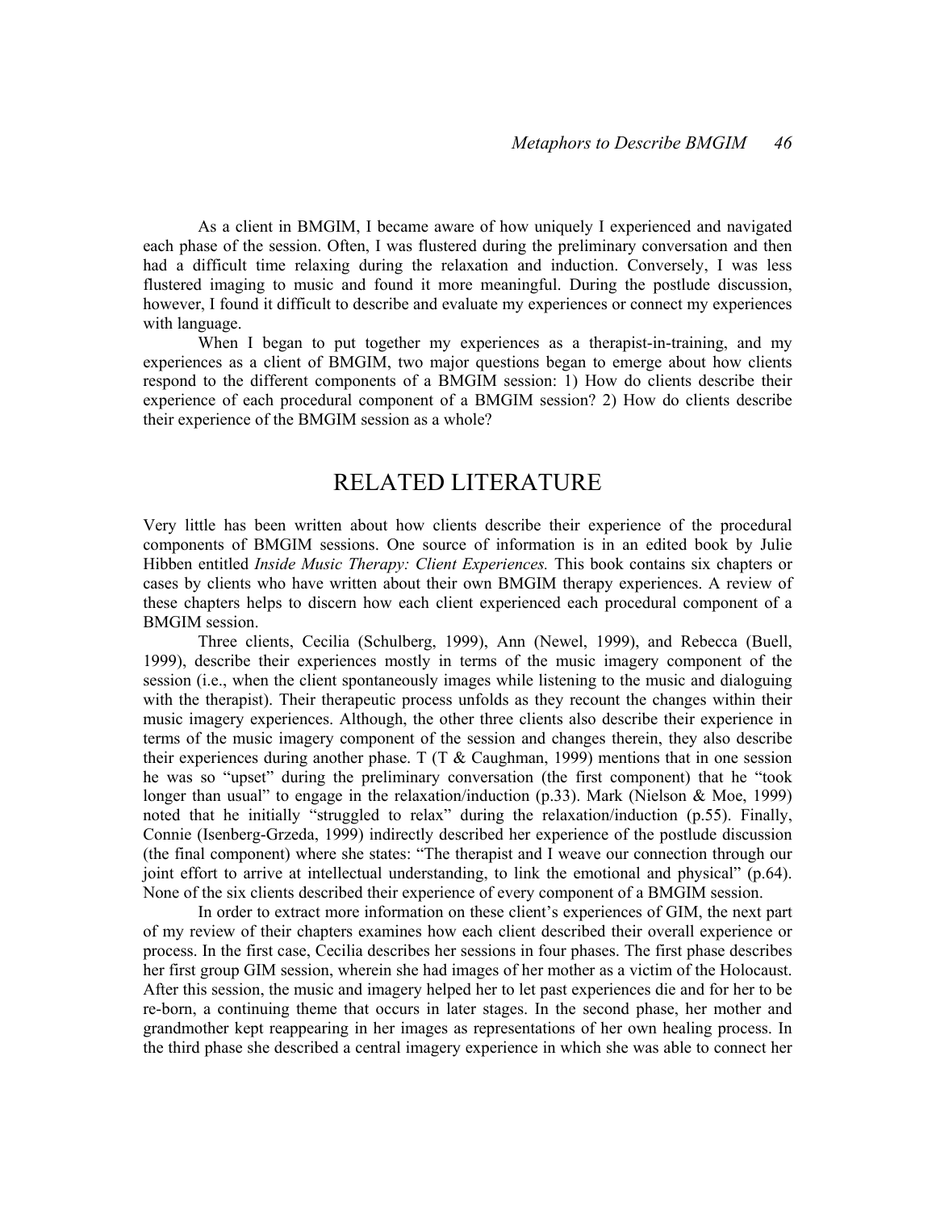As a client in BMGIM, I became aware of how uniquely I experienced and navigated each phase of the session. Often, I was flustered during the preliminary conversation and then had a difficult time relaxing during the relaxation and induction. Conversely, I was less flustered imaging to music and found it more meaningful. During the postlude discussion, however, I found it difficult to describe and evaluate my experiences or connect my experiences with language.

When I began to put together my experiences as a therapist-in-training, and my experiences as a client of BMGIM, two major questions began to emerge about how clients respond to the different components of a BMGIM session: 1) How do clients describe their experience of each procedural component of a BMGIM session? 2) How do clients describe their experience of the BMGIM session as a whole?

## RELATED LITERATURE

Very little has been written about how clients describe their experience of the procedural components of BMGIM sessions. One source of information is in an edited book by Julie Hibben entitled *Inside Music Therapy: Client Experiences.* This book contains six chapters or cases by clients who have written about their own BMGIM therapy experiences. A review of these chapters helps to discern how each client experienced each procedural component of a BMGIM session.

Three clients, Cecilia (Schulberg, 1999), Ann (Newel, 1999), and Rebecca (Buell, 1999), describe their experiences mostly in terms of the music imagery component of the session (i.e., when the client spontaneously images while listening to the music and dialoguing with the therapist). Their therapeutic process unfolds as they recount the changes within their music imagery experiences. Although, the other three clients also describe their experience in terms of the music imagery component of the session and changes therein, they also describe their experiences during another phase. T (T & Caughman, 1999) mentions that in one session he was so "upset" during the preliminary conversation (the first component) that he "took longer than usual" to engage in the relaxation/induction (p.33). Mark (Nielson & Moe, 1999) noted that he initially "struggled to relax" during the relaxation/induction (p.55). Finally, Connie (Isenberg-Grzeda, 1999) indirectly described her experience of the postlude discussion (the final component) where she states: "The therapist and I weave our connection through our joint effort to arrive at intellectual understanding, to link the emotional and physical" (p.64). None of the six clients described their experience of every component of a BMGIM session.

In order to extract more information on these client's experiences of GIM, the next part of my review of their chapters examines how each client described their overall experience or process. In the first case, Cecilia describes her sessions in four phases. The first phase describes her first group GIM session, wherein she had images of her mother as a victim of the Holocaust. After this session, the music and imagery helped her to let past experiences die and for her to be re-born, a continuing theme that occurs in later stages. In the second phase, her mother and grandmother kept reappearing in her images as representations of her own healing process. In the third phase she described a central imagery experience in which she was able to connect her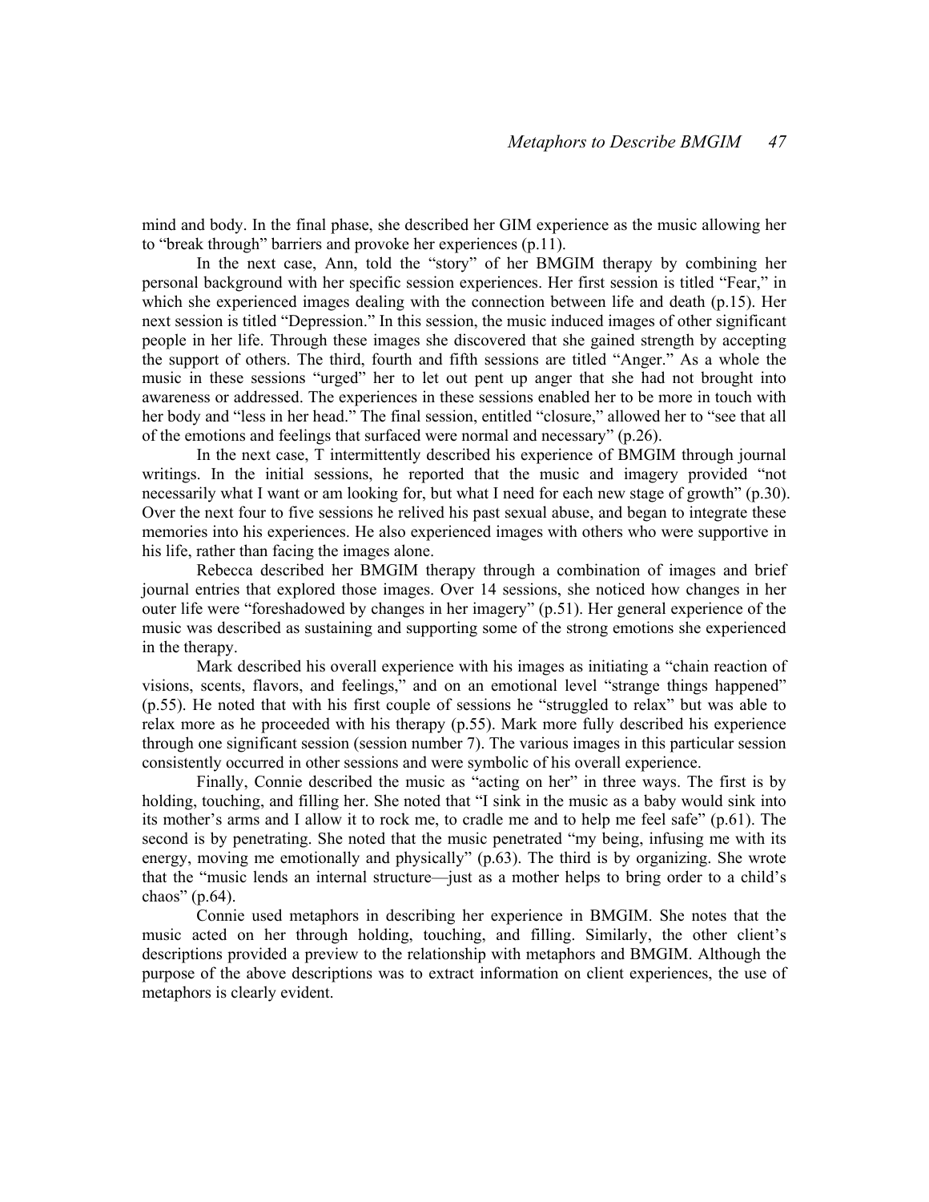mind and body. In the final phase, she described her GIM experience as the music allowing her to "break through" barriers and provoke her experiences (p.11).

In the next case, Ann, told the "story" of her BMGIM therapy by combining her personal background with her specific session experiences. Her first session is titled "Fear," in which she experienced images dealing with the connection between life and death (p.15). Her next session is titled "Depression." In this session, the music induced images of other significant people in her life. Through these images she discovered that she gained strength by accepting the support of others. The third, fourth and fifth sessions are titled "Anger." As a whole the music in these sessions "urged" her to let out pent up anger that she had not brought into awareness or addressed. The experiences in these sessions enabled her to be more in touch with her body and "less in her head." The final session, entitled "closure," allowed her to "see that all of the emotions and feelings that surfaced were normal and necessary" (p.26).

In the next case, T intermittently described his experience of BMGIM through journal writings. In the initial sessions, he reported that the music and imagery provided "not necessarily what I want or am looking for, but what I need for each new stage of growth" (p.30). Over the next four to five sessions he relived his past sexual abuse, and began to integrate these memories into his experiences. He also experienced images with others who were supportive in his life, rather than facing the images alone.

Rebecca described her BMGIM therapy through a combination of images and brief journal entries that explored those images. Over 14 sessions, she noticed how changes in her outer life were "foreshadowed by changes in her imagery" (p.51). Her general experience of the music was described as sustaining and supporting some of the strong emotions she experienced in the therapy.

Mark described his overall experience with his images as initiating a "chain reaction of visions, scents, flavors, and feelings," and on an emotional level "strange things happened" (p.55). He noted that with his first couple of sessions he "struggled to relax" but was able to relax more as he proceeded with his therapy (p.55). Mark more fully described his experience through one significant session (session number 7). The various images in this particular session consistently occurred in other sessions and were symbolic of his overall experience.

Finally, Connie described the music as "acting on her" in three ways. The first is by holding, touching, and filling her. She noted that "I sink in the music as a baby would sink into its mother's arms and I allow it to rock me, to cradle me and to help me feel safe" (p.61). The second is by penetrating. She noted that the music penetrated "my being, infusing me with its energy, moving me emotionally and physically" (p.63). The third is by organizing. She wrote that the "music lends an internal structure—just as a mother helps to bring order to a child's chaos" (p.64).

Connie used metaphors in describing her experience in BMGIM. She notes that the music acted on her through holding, touching, and filling. Similarly, the other client's descriptions provided a preview to the relationship with metaphors and BMGIM. Although the purpose of the above descriptions was to extract information on client experiences, the use of metaphors is clearly evident.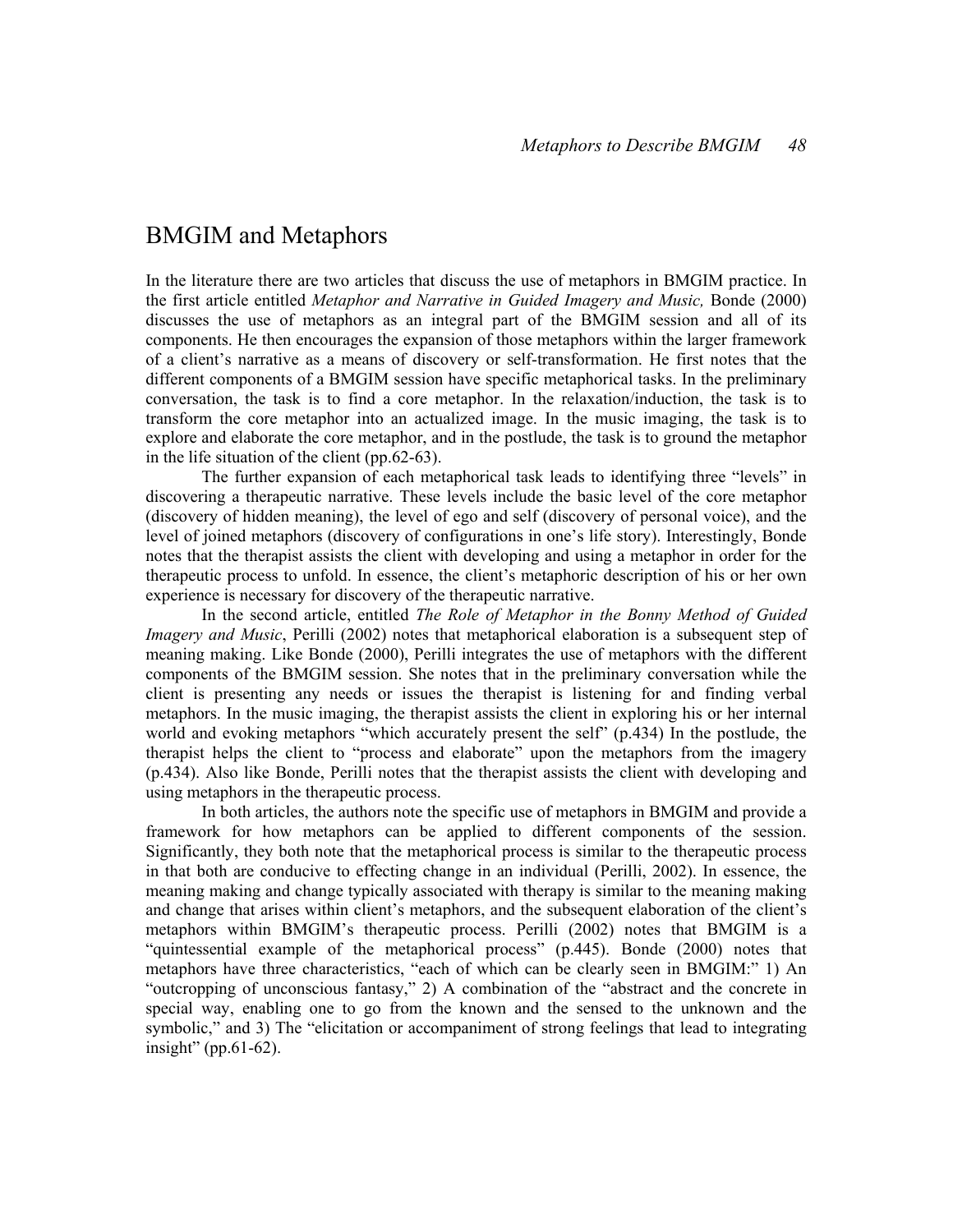## BMGIM and Metaphors

In the literature there are two articles that discuss the use of metaphors in BMGIM practice. In the first article entitled *Metaphor and Narrative in Guided Imagery and Music,* Bonde (2000) discusses the use of metaphors as an integral part of the BMGIM session and all of its components. He then encourages the expansion of those metaphors within the larger framework of a client's narrative as a means of discovery or self-transformation. He first notes that the different components of a BMGIM session have specific metaphorical tasks. In the preliminary conversation, the task is to find a core metaphor. In the relaxation/induction, the task is to transform the core metaphor into an actualized image. In the music imaging, the task is to explore and elaborate the core metaphor, and in the postlude, the task is to ground the metaphor in the life situation of the client (pp.62-63).

The further expansion of each metaphorical task leads to identifying three "levels" in discovering a therapeutic narrative. These levels include the basic level of the core metaphor (discovery of hidden meaning), the level of ego and self (discovery of personal voice), and the level of joined metaphors (discovery of configurations in one's life story). Interestingly, Bonde notes that the therapist assists the client with developing and using a metaphor in order for the therapeutic process to unfold. In essence, the client's metaphoric description of his or her own experience is necessary for discovery of the therapeutic narrative.

In the second article, entitled *The Role of Metaphor in the Bonny Method of Guided Imagery and Music*, Perilli (2002) notes that metaphorical elaboration is a subsequent step of meaning making. Like Bonde (2000), Perilli integrates the use of metaphors with the different components of the BMGIM session. She notes that in the preliminary conversation while the client is presenting any needs or issues the therapist is listening for and finding verbal metaphors. In the music imaging, the therapist assists the client in exploring his or her internal world and evoking metaphors "which accurately present the self" (p.434) In the postlude, the therapist helps the client to "process and elaborate" upon the metaphors from the imagery (p.434). Also like Bonde, Perilli notes that the therapist assists the client with developing and using metaphors in the therapeutic process.

In both articles, the authors note the specific use of metaphors in BMGIM and provide a framework for how metaphors can be applied to different components of the session. Significantly, they both note that the metaphorical process is similar to the therapeutic process in that both are conducive to effecting change in an individual (Perilli, 2002). In essence, the meaning making and change typically associated with therapy is similar to the meaning making and change that arises within client's metaphors, and the subsequent elaboration of the client's metaphors within BMGIM's therapeutic process. Perilli (2002) notes that BMGIM is a "quintessential example of the metaphorical process" (p.445). Bonde (2000) notes that metaphors have three characteristics, "each of which can be clearly seen in BMGIM:" 1) An "outcropping of unconscious fantasy," 2) A combination of the "abstract and the concrete in special way, enabling one to go from the known and the sensed to the unknown and the symbolic," and 3) The "elicitation or accompaniment of strong feelings that lead to integrating insight" (pp.61-62).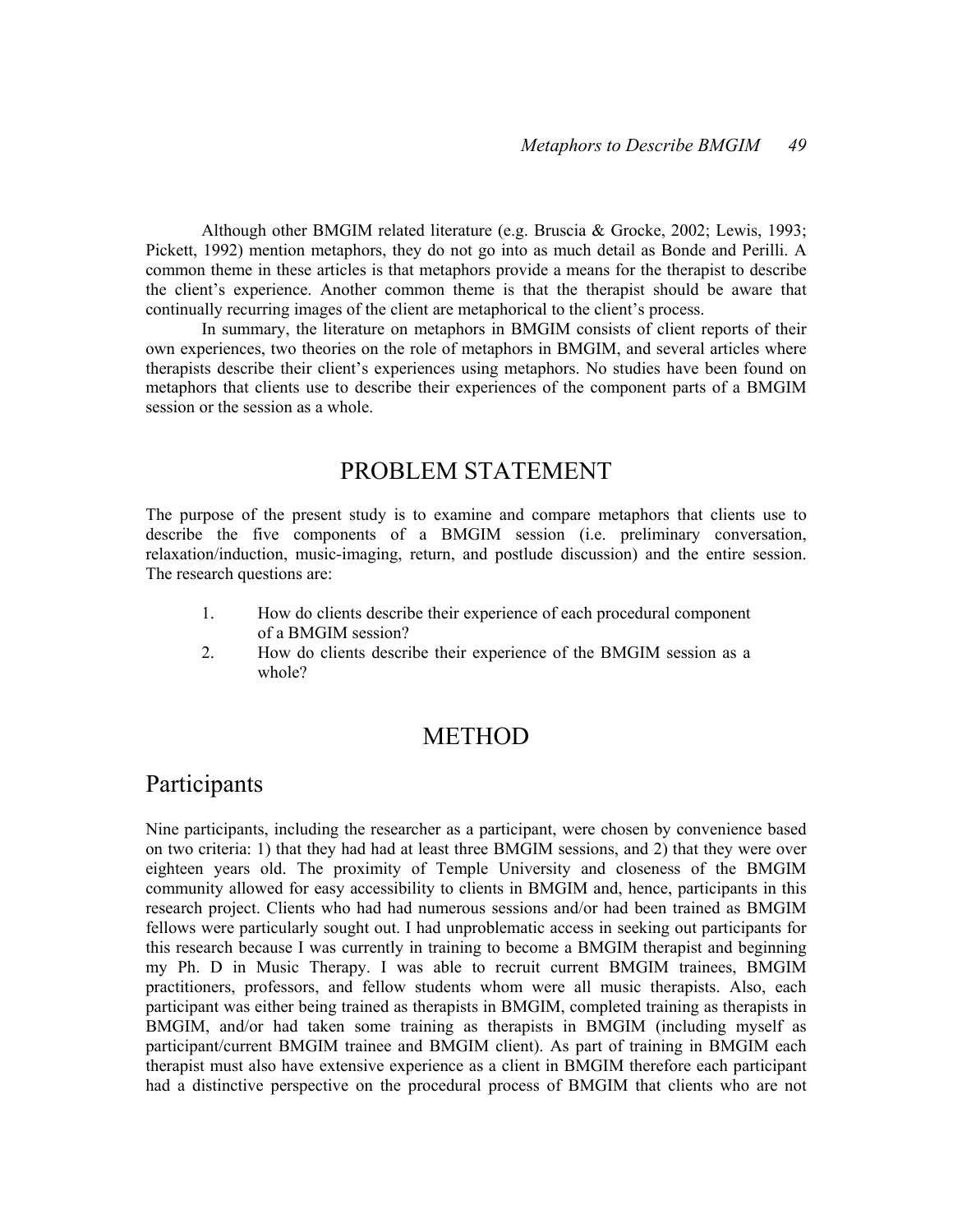Although other BMGIM related literature (e.g. Bruscia & Grocke, 2002; Lewis, 1993; Pickett, 1992) mention metaphors, they do not go into as much detail as Bonde and Perilli. A common theme in these articles is that metaphors provide a means for the therapist to describe the client's experience. Another common theme is that the therapist should be aware that continually recurring images of the client are metaphorical to the client's process.

In summary, the literature on metaphors in BMGIM consists of client reports of their own experiences, two theories on the role of metaphors in BMGIM, and several articles where therapists describe their client's experiences using metaphors. No studies have been found on metaphors that clients use to describe their experiences of the component parts of a BMGIM session or the session as a whole.

# PROBLEM STATEMENT

The purpose of the present study is to examine and compare metaphors that clients use to describe the five components of a BMGIM session (i.e. preliminary conversation, relaxation/induction, music-imaging, return, and postlude discussion) and the entire session. The research questions are:

1. How do clients describe their experience of each procedural component of a BMGIM session?
2. How do clients describe their experience of the BMGIM session as a whole?

# METHOD

## Participants

Nine participants, including the researcher as a participant, were chosen by convenience based on two criteria: 1) that they had had at least three BMGIM sessions, and 2) that they were over eighteen years old. The proximity of Temple University and closeness of the BMGIM community allowed for easy accessibility to clients in BMGIM and, hence, participants in this research project. Clients who had had numerous sessions and/or had been trained as BMGIM fellows were particularly sought out. I had unproblematic access in seeking out participants for this research because I was currently in training to become a BMGIM therapist and beginning my Ph. D in Music Therapy. I was able to recruit current BMGIM trainees, BMGIM practitioners, professors, and fellow students whom were all music therapists. Also, each participant was either being trained as therapists in BMGIM, completed training as therapists in BMGIM, and/or had taken some training as therapists in BMGIM (including myself as participant/current BMGIM trainee and BMGIM client). As part of training in BMGIM each therapist must also have extensive experience as a client in BMGIM therefore each participant had a distinctive perspective on the procedural process of BMGIM that clients who are not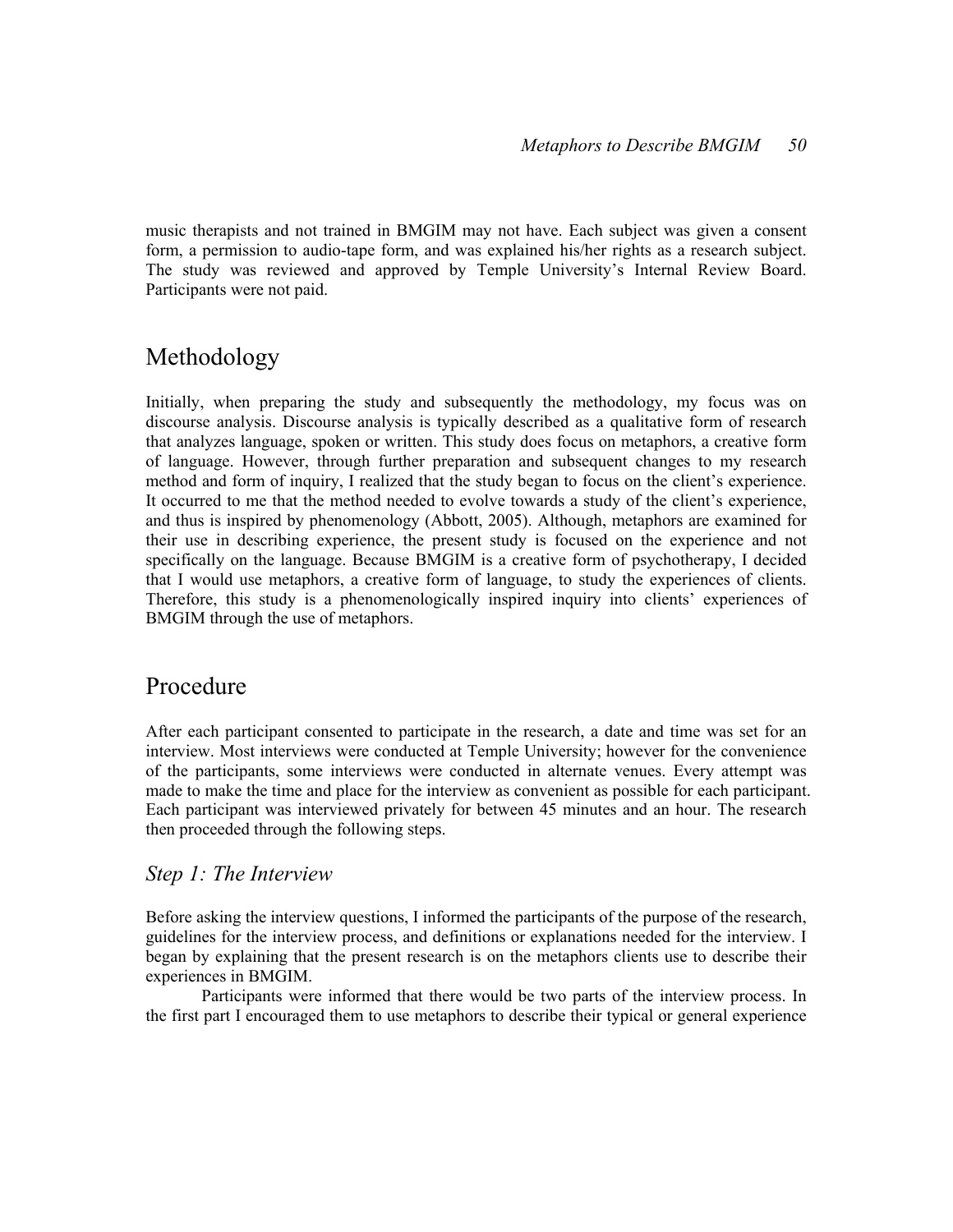music therapists and not trained in BMGIM may not have. Each subject was given a consent form, a permission to audio-tape form, and was explained his/her rights as a research subject. The study was reviewed and approved by Temple University's Internal Review Board. Participants were not paid.

## Methodology

Initially, when preparing the study and subsequently the methodology, my focus was on discourse analysis. Discourse analysis is typically described as a qualitative form of research that analyzes language, spoken or written. This study does focus on metaphors, a creative form of language. However, through further preparation and subsequent changes to my research method and form of inquiry, I realized that the study began to focus on the client's experience. It occurred to me that the method needed to evolve towards a study of the client's experience, and thus is inspired by phenomenology (Abbott, 2005). Although, metaphors are examined for their use in describing experience, the present study is focused on the experience and not specifically on the language. Because BMGIM is a creative form of psychotherapy, I decided that I would use metaphors, a creative form of language, to study the experiences of clients. Therefore, this study is a phenomenologically inspired inquiry into clients' experiences of BMGIM through the use of metaphors.

## Procedure

After each participant consented to participate in the research, a date and time was set for an interview. Most interviews were conducted at Temple University; however for the convenience of the participants, some interviews were conducted in alternate venues. Every attempt was made to make the time and place for the interview as convenient as possible for each participant. Each participant was interviewed privately for between 45 minutes and an hour. The research then proceeded through the following steps.

### *Step 1: The Interview*

Before asking the interview questions, I informed the participants of the purpose of the research, guidelines for the interview process, and definitions or explanations needed for the interview. I began by explaining that the present research is on the metaphors clients use to describe their experiences in BMGIM.

Participants were informed that there would be two parts of the interview process. In the first part I encouraged them to use metaphors to describe their typical or general experience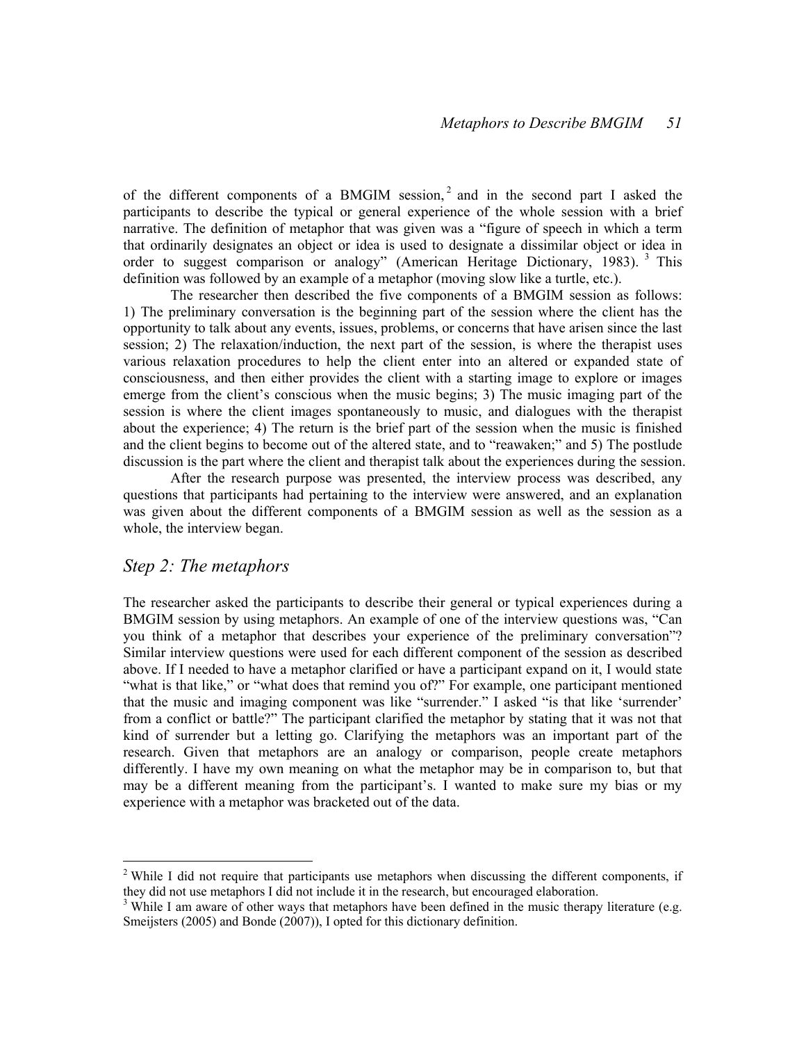of the different components of a BMGIM session,[2] and in the second part I asked the participants to describe the typical or general experience of the whole session with a brief narrative. The definition of metaphor that was given was a "figure of speech in which a term that ordinarily designates an object or idea is used to designate a dissimilar object or idea in order to suggest comparison or analogy" (American Heritage Dictionary, 1983).[3] This definition was followed by an example of a metaphor (moving slow like a turtle, etc.).

The researcher then described the five components of a BMGIM session as follows: 1) The preliminary conversation is the beginning part of the session where the client has the opportunity to talk about any events, issues, problems, or concerns that have arisen since the last session; 2) The relaxation/induction, the next part of the session, is where the therapist uses various relaxation procedures to help the client enter into an altered or expanded state of consciousness, and then either provides the client with a starting image to explore or images emerge from the client's conscious when the music begins; 3) The music imaging part of the session is where the client images spontaneously to music, and dialogues with the therapist about the experience; 4) The return is the brief part of the session when the music is finished and the client begins to become out of the altered state, and to "reawaken;" and 5) The postlude discussion is the part where the client and therapist talk about the experiences during the session.

After the research purpose was presented, the interview process was described, any questions that participants had pertaining to the interview were answered, and an explanation was given about the different components of a BMGIM session as well as the session as a whole, the interview began.

## *Step 2: The metaphors*

The researcher asked the participants to describe their general or typical experiences during a BMGIM session by using metaphors. An example of one of the interview questions was, "Can you think of a metaphor that describes your experience of the preliminary conversation"? Similar interview questions were used for each different component of the session as described above. If I needed to have a metaphor clarified or have a participant expand on it, I would state "what is that like," or "what does that remind you of?" For example, one participant mentioned that the music and imaging component was like "surrender." I asked "is that like 'surrender' from a conflict or battle?" The participant clarified the metaphor by stating that it was not that kind of surrender but a letting go. Clarifying the metaphors was an important part of the research. Given that metaphors are an analogy or comparison, people create metaphors differently. I have my own meaning on what the metaphor may be in comparison to, but that may be a different meaning from the participant's. I wanted to make sure my bias or my experience with a metaphor was bracketed out of the data.

---

[2] While I did not require that participants use metaphors when discussing the different components, if they did not use metaphors I did not include it in the research, but encouraged elaboration.

[3] While I am aware of other ways that metaphors have been defined in the music therapy literature (e.g. Smeijsters (2005) and Bonde (2007)), I opted for this dictionary definition.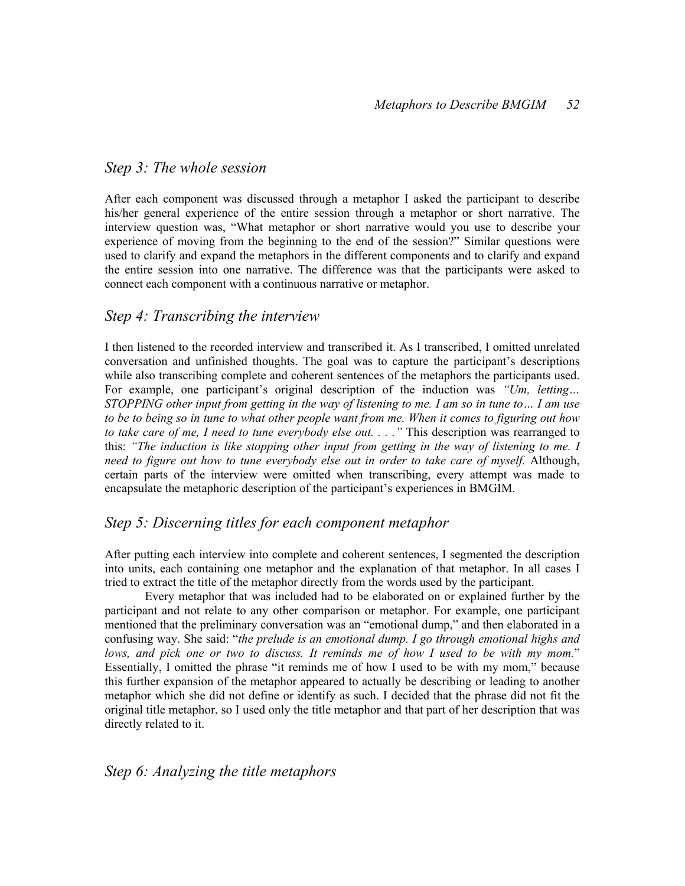### *Step 3: The whole session*

After each component was discussed through a metaphor I asked the participant to describe his/her general experience of the entire session through a metaphor or short narrative. The interview question was, "What metaphor or short narrative would you use to describe your experience of moving from the beginning to the end of the session?" Similar questions were used to clarify and expand the metaphors in the different components and to clarify and expand the entire session into one narrative. The difference was that the participants were asked to connect each component with a continuous narrative or metaphor.

### *Step 4: Transcribing the interview*

I then listened to the recorded interview and transcribed it. As I transcribed, I omitted unrelated conversation and unfinished thoughts. The goal was to capture the participant's descriptions while also transcribing complete and coherent sentences of the metaphors the participants used. For example, one participant's original description of the induction was *"Um, letting… STOPPING other input from getting in the way of listening to me. I am so in tune to… I am use to be to being so in tune to what other people want from me. When it comes to figuring out how to take care of me, I need to tune everybody else out. . . ."* This description was rearranged to this: *"The induction is like stopping other input from getting in the way of listening to me. I need to figure out how to tune everybody else out in order to take care of myself.* Although, certain parts of the interview were omitted when transcribing, every attempt was made to encapsulate the metaphoric description of the participant's experiences in BMGIM.

### *Step 5: Discerning titles for each component metaphor*

After putting each interview into complete and coherent sentences, I segmented the description into units, each containing one metaphor and the explanation of that metaphor. In all cases I tried to extract the title of the metaphor directly from the words used by the participant.

Every metaphor that was included had to be elaborated on or explained further by the participant and not relate to any other comparison or metaphor. For example, one participant mentioned that the preliminary conversation was an "emotional dump," and then elaborated in a confusing way. She said: "*the prelude is an emotional dump. I go through emotional highs and lows, and pick one or two to discuss. It reminds me of how I used to be with my mom.*" Essentially, I omitted the phrase "it reminds me of how I used to be with my mom," because this further expansion of the metaphor appeared to actually be describing or leading to another metaphor which she did not define or identify as such. I decided that the phrase did not fit the original title metaphor, so I used only the title metaphor and that part of her description that was directly related to it.

### *Step 6: Analyzing the title metaphors*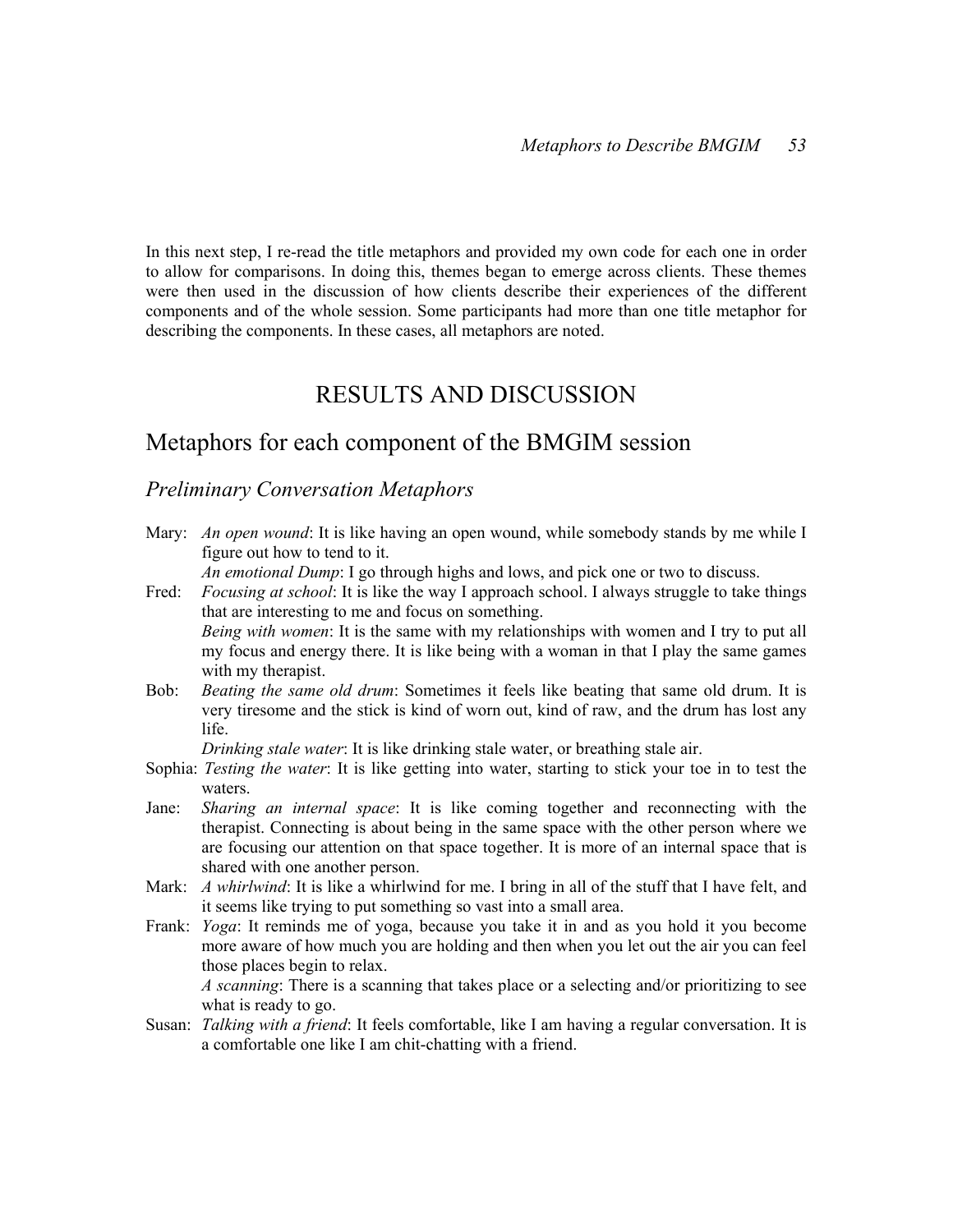In this next step, I re-read the title metaphors and provided my own code for each one in order to allow for comparisons. In doing this, themes began to emerge across clients. These themes were then used in the discussion of how clients describe their experiences of the different components and of the whole session. Some participants had more than one title metaphor for describing the components. In these cases, all metaphors are noted.

# RESULTS AND DISCUSSION

## Metaphors for each component of the BMGIM session

### Preliminary Conversation Metaphors

Mary: *An open wound*: It is like having an open wound, while somebody stands by me while I figure out how to tend to it.
*An emotional Dump*: I go through highs and lows, and pick one or two to discuss.

Fred: *Focusing at school*: It is like the way I approach school. I always struggle to take things that are interesting to me and focus on something.
*Being with women*: It is the same with my relationships with women and I try to put all my focus and energy there. It is like being with a woman in that I play the same games with my therapist.

Bob: *Beating the same old drum*: Sometimes it feels like beating that same old drum. It is very tiresome and the stick is kind of worn out, kind of raw, and the drum has lost any life.
*Drinking stale water*: It is like drinking stale water, or breathing stale air.

Sophia: *Testing the water*: It is like getting into water, starting to stick your toe in to test the waters.

Jane: *Sharing an internal space*: It is like coming together and reconnecting with the therapist. Connecting is about being in the same space with the other person where we are focusing our attention on that space together. It is more of an internal space that is shared with one another person.

Mark: *A whirlwind*: It is like a whirlwind for me. I bring in all of the stuff that I have felt, and it seems like trying to put something so vast into a small area.

Frank: *Yoga*: It reminds me of yoga, because you take it in and as you hold it you become more aware of how much you are holding and then when you let out the air you can feel those places begin to relax.
*A scanning*: There is a scanning that takes place or a selecting and/or prioritizing to see what is ready to go.

Susan: *Talking with a friend*: It feels comfortable, like I am having a regular conversation. It is a comfortable one like I am chit-chatting with a friend.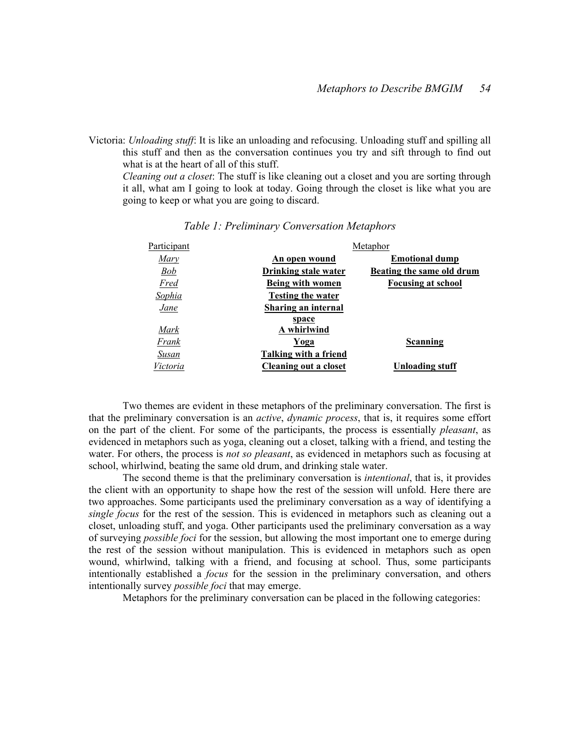Victoria: *Unloading stuff*: It is like an unloading and refocusing. Unloading stuff and spilling all this stuff and then as the conversation continues you try and sift through to find out what is at the heart of all of this stuff.

*Cleaning out a closet*: The stuff is like cleaning out a closet and you are sorting through it all, what am I going to look at today. Going through the closet is like what you are going to keep or what you are going to discard.

*Table 1: Preliminary Conversation Metaphors*

| Participant | Metaphor | |
|---|---|---|
| *Mary* | **An open wound** | **Emotional dump** |
| *Bob* | **Drinking stale water** | **Beating the same old drum** |
| *Fred* | **Being with women** | **Focusing at school** |
| *Sophia* | **Testing the water** | |
| *Jane* | **Sharing an internal space** | |
| *Mark* | **A whirlwind** | |
| *Frank* | **Yoga** | **Scanning** |
| *Susan* | **Talking with a friend** | |
| *Victoria* | **Cleaning out a closet** | **Unloading stuff** |

Two themes are evident in these metaphors of the preliminary conversation. The first is that the preliminary conversation is an *active*, *dynamic process*, that is, it requires some effort on the part of the client. For some of the participants, the process is essentially *pleasant*, as evidenced in metaphors such as yoga, cleaning out a closet, talking with a friend, and testing the water. For others, the process is *not so pleasant*, as evidenced in metaphors such as focusing at school, whirlwind, beating the same old drum, and drinking stale water.

The second theme is that the preliminary conversation is *intentional*, that is, it provides the client with an opportunity to shape how the rest of the session will unfold. Here there are two approaches. Some participants used the preliminary conversation as a way of identifying a *single focus* for the rest of the session. This is evidenced in metaphors such as cleaning out a closet, unloading stuff, and yoga. Other participants used the preliminary conversation as a way of surveying *possible foci* for the session, but allowing the most important one to emerge during the rest of the session without manipulation. This is evidenced in metaphors such as open wound, whirlwind, talking with a friend, and focusing at school. Thus, some participants intentionally established a *focus* for the session in the preliminary conversation, and others intentionally survey *possible foci* that may emerge.

Metaphors for the preliminary conversation can be placed in the following categories: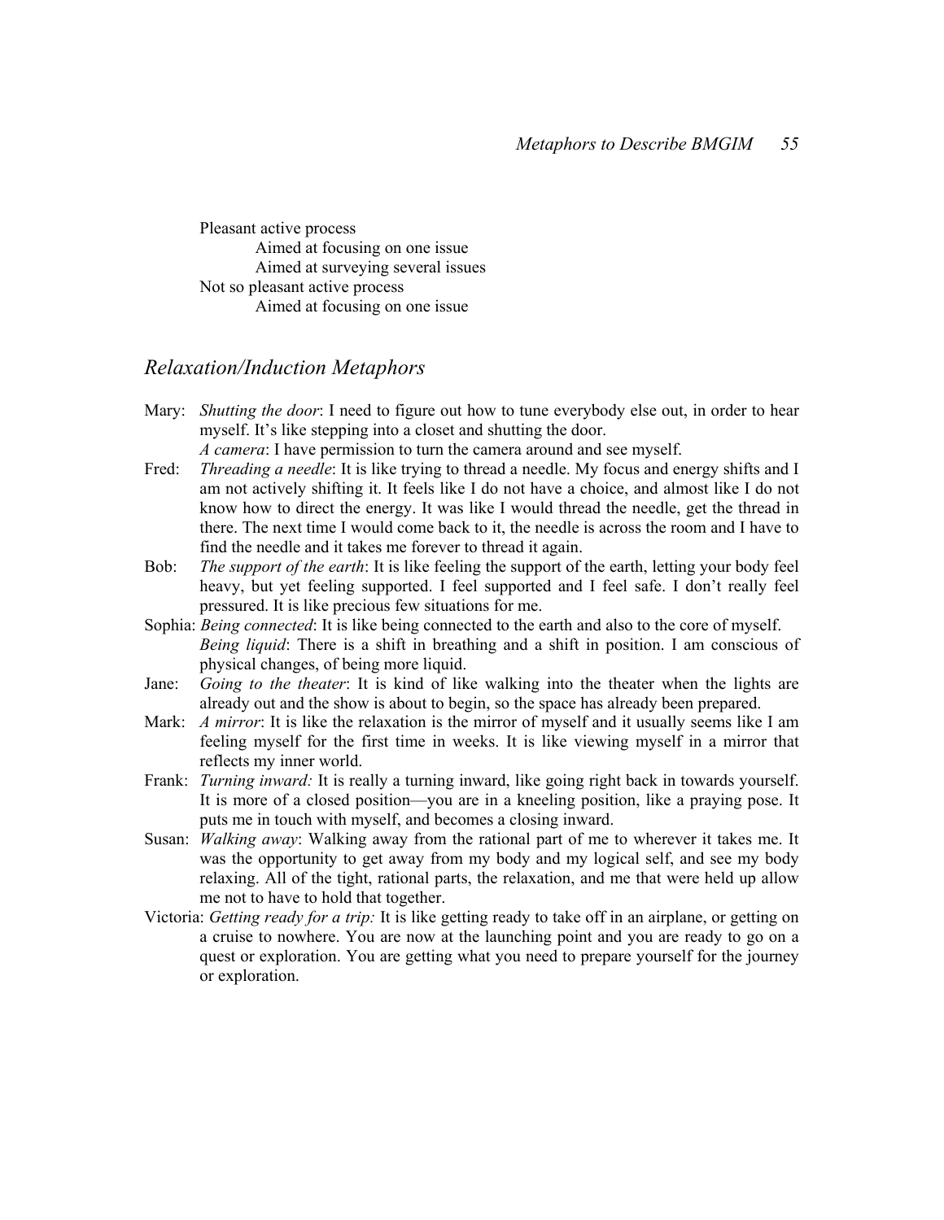Pleasant active process
- Aimed at focusing on one issue
- Aimed at surveying several issues

Not so pleasant active process
- Aimed at focusing on one issue

## *Relaxation/Induction Metaphors*

Mary: *Shutting the door*: I need to figure out how to tune everybody else out, in order to hear myself. It's like stepping into a closet and shutting the door.
*A camera*: I have permission to turn the camera around and see myself.

Fred: *Threading a needle*: It is like trying to thread a needle. My focus and energy shifts and I am not actively shifting it. It feels like I do not have a choice, and almost like I do not know how to direct the energy. It was like I would thread the needle, get the thread in there. The next time I would come back to it, the needle is across the room and I have to find the needle and it takes me forever to thread it again.

Bob: *The support of the earth*: It is like feeling the support of the earth, letting your body feel heavy, but yet feeling supported. I feel supported and I feel safe. I don't really feel pressured. It is like precious few situations for me.

Sophia: *Being connected*: It is like being connected to the earth and also to the core of myself.
*Being liquid*: There is a shift in breathing and a shift in position. I am conscious of physical changes, of being more liquid.

Jane: *Going to the theater*: It is kind of like walking into the theater when the lights are already out and the show is about to begin, so the space has already been prepared.

Mark: *A mirror*: It is like the relaxation is the mirror of myself and it usually seems like I am feeling myself for the first time in weeks. It is like viewing myself in a mirror that reflects my inner world.

Frank: *Turning inward:* It is really a turning inward, like going right back in towards yourself. It is more of a closed position—you are in a kneeling position, like a praying pose. It puts me in touch with myself, and becomes a closing inward.

Susan: *Walking away*: Walking away from the rational part of me to wherever it takes me. It was the opportunity to get away from my body and my logical self, and see my body relaxing. All of the tight, rational parts, the relaxation, and me that were held up allow me not to have to hold that together.

Victoria: *Getting ready for a trip:* It is like getting ready to take off in an airplane, or getting on a cruise to nowhere. You are now at the launching point and you are ready to go on a quest or exploration. You are getting what you need to prepare yourself for the journey or exploration.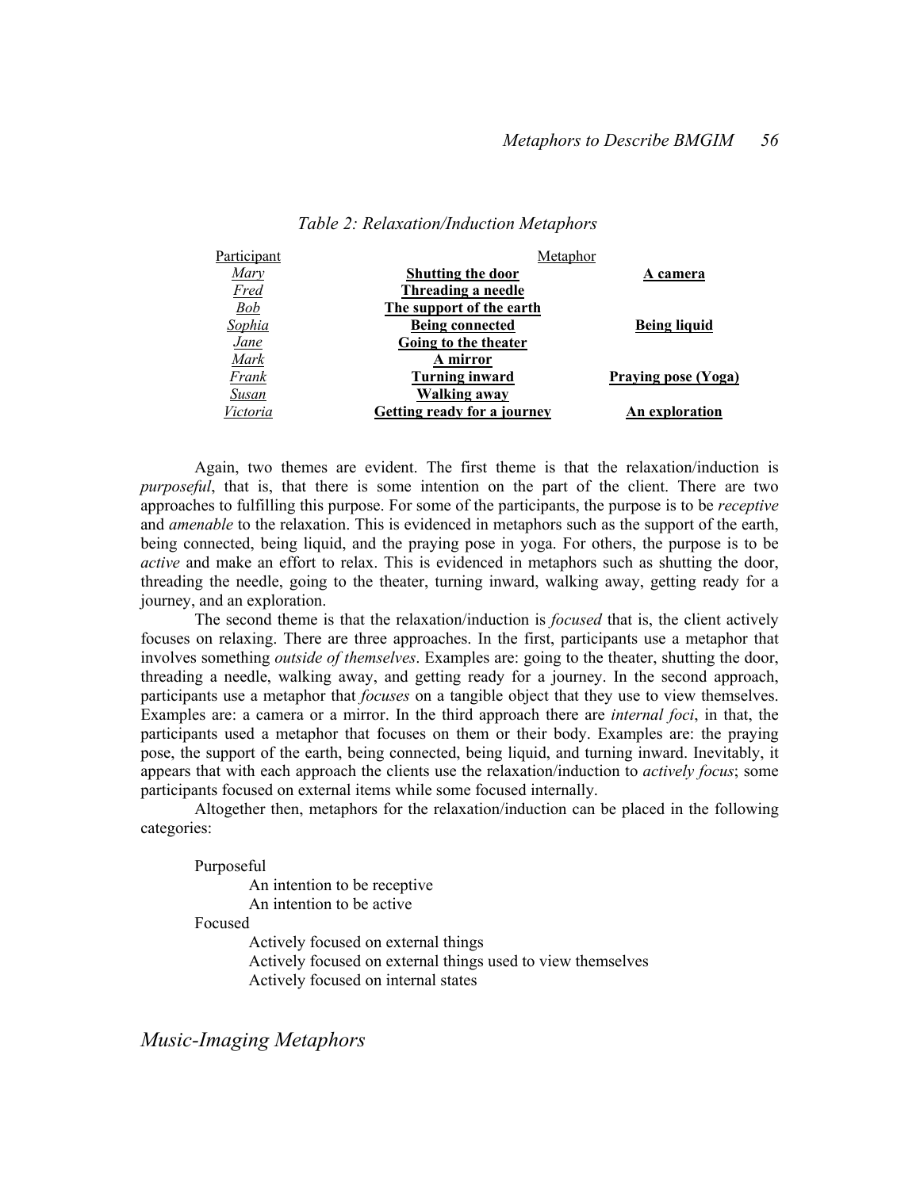*Table 2: Relaxation/Induction Metaphors*

| Participant | Metaphor | |
|---|---|---|
| *Mary* | **Shutting the door** | **A camera** |
| *Fred* | **Threading a needle** | |
| *Bob* | **The support of the earth** | |
| *Sophia* | **Being connected** | **Being liquid** |
| *Jane* | **Going to the theater** | |
| *Mark* | **A mirror** | |
| *Frank* | **Turning inward** | **Praying pose (Yoga)** |
| *Susan* | **Walking away** | |
| *Victoria* | **Getting ready for a journey** | **An exploration** |

Again, two themes are evident. The first theme is that the relaxation/induction is *purposeful*, that is, that there is some intention on the part of the client. There are two approaches to fulfilling this purpose. For some of the participants, the purpose is to be *receptive* and *amenable* to the relaxation. This is evidenced in metaphors such as the support of the earth, being connected, being liquid, and the praying pose in yoga. For others, the purpose is to be *active* and make an effort to relax. This is evidenced in metaphors such as shutting the door, threading the needle, going to the theater, turning inward, walking away, getting ready for a journey, and an exploration.

The second theme is that the relaxation/induction is *focused* that is, the client actively focuses on relaxing. There are three approaches. In the first, participants use a metaphor that involves something *outside of themselves*. Examples are: going to the theater, shutting the door, threading a needle, walking away, and getting ready for a journey. In the second approach, participants use a metaphor that *focuses* on a tangible object that they use to view themselves. Examples are: a camera or a mirror. In the third approach there are *internal foci*, in that, the participants used a metaphor that focuses on them or their body. Examples are: the praying pose, the support of the earth, being connected, being liquid, and turning inward. Inevitably, it appears that with each approach the clients use the relaxation/induction to *actively focus*; some participants focused on external items while some focused internally.

Altogether then, metaphors for the relaxation/induction can be placed in the following categories:

- Purposeful
  - An intention to be receptive
  - An intention to be active
- Focused
  - Actively focused on external things
  - Actively focused on external things used to view themselves
  - Actively focused on internal states

## *Music-Imaging Metaphors*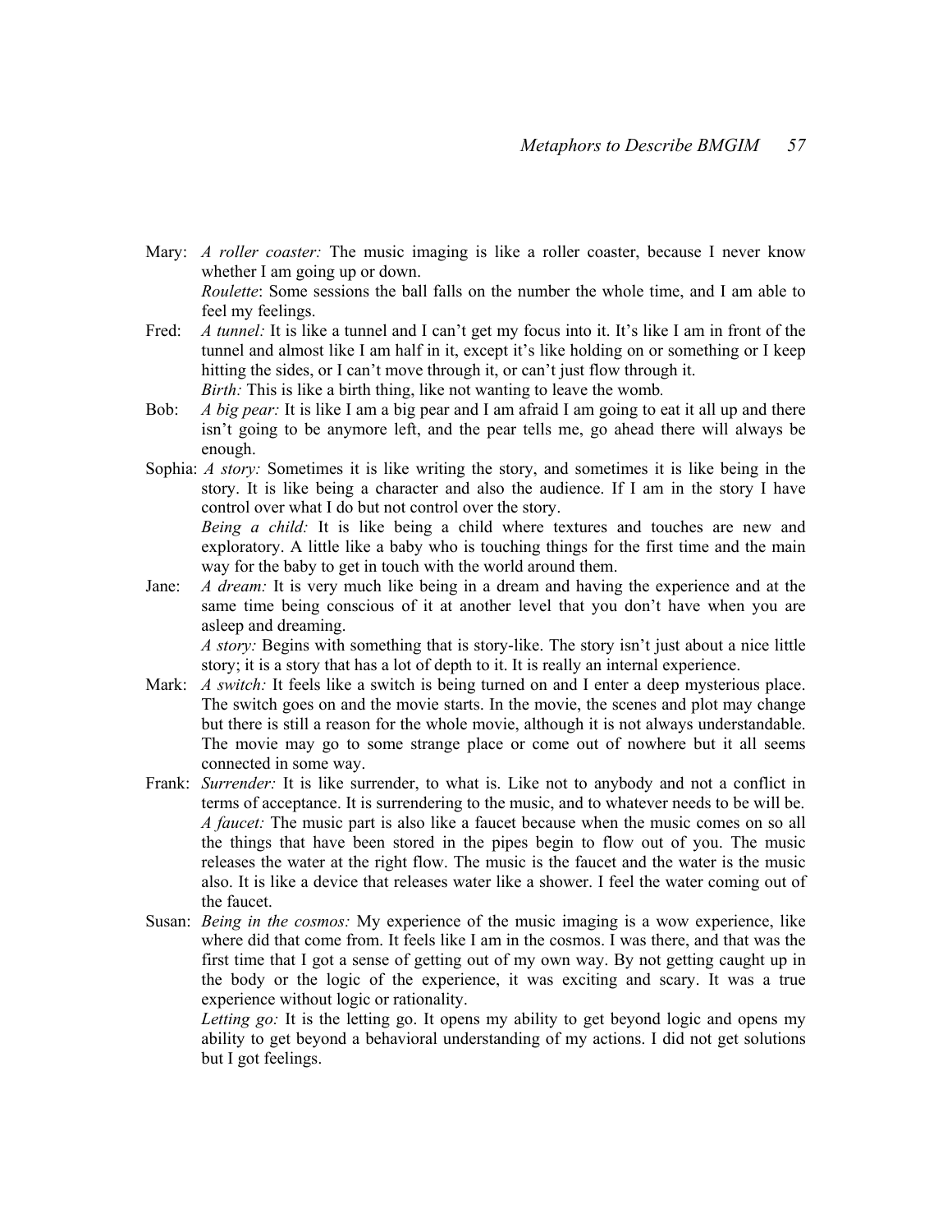Mary: *A roller coaster:* The music imaging is like a roller coaster, because I never know whether I am going up or down.

*Roulette*: Some sessions the ball falls on the number the whole time, and I am able to feel my feelings.

Fred: *A tunnel:* It is like a tunnel and I can't get my focus into it. It's like I am in front of the tunnel and almost like I am half in it, except it's like holding on or something or I keep hitting the sides, or I can't move through it, or can't just flow through it.

*Birth:* This is like a birth thing, like not wanting to leave the womb.

Bob: *A big pear:* It is like I am a big pear and I am afraid I am going to eat it all up and there isn't going to be anymore left, and the pear tells me, go ahead there will always be enough.

Sophia: *A story:* Sometimes it is like writing the story, and sometimes it is like being in the story. It is like being a character and also the audience. If I am in the story I have control over what I do but not control over the story.

*Being a child:* It is like being a child where textures and touches are new and exploratory. A little like a baby who is touching things for the first time and the main way for the baby to get in touch with the world around them.

Jane: *A dream:* It is very much like being in a dream and having the experience and at the same time being conscious of it at another level that you don't have when you are asleep and dreaming.

*A story:* Begins with something that is story-like. The story isn't just about a nice little story; it is a story that has a lot of depth to it. It is really an internal experience.

Mark: *A switch:* It feels like a switch is being turned on and I enter a deep mysterious place. The switch goes on and the movie starts. In the movie, the scenes and plot may change but there is still a reason for the whole movie, although it is not always understandable. The movie may go to some strange place or come out of nowhere but it all seems connected in some way.

Frank: *Surrender:* It is like surrender, to what is. Like not to anybody and not a conflict in terms of acceptance. It is surrendering to the music, and to whatever needs to be will be.

*A faucet:* The music part is also like a faucet because when the music comes on so all the things that have been stored in the pipes begin to flow out of you. The music releases the water at the right flow. The music is the faucet and the water is the music also. It is like a device that releases water like a shower. I feel the water coming out of the faucet.

Susan: *Being in the cosmos:* My experience of the music imaging is a wow experience, like where did that come from. It feels like I am in the cosmos. I was there, and that was the first time that I got a sense of getting out of my own way. By not getting caught up in the body or the logic of the experience, it was exciting and scary. It was a true experience without logic or rationality.

*Letting go:* It is the letting go. It opens my ability to get beyond logic and opens my ability to get beyond a behavioral understanding of my actions. I did not get solutions but I got feelings.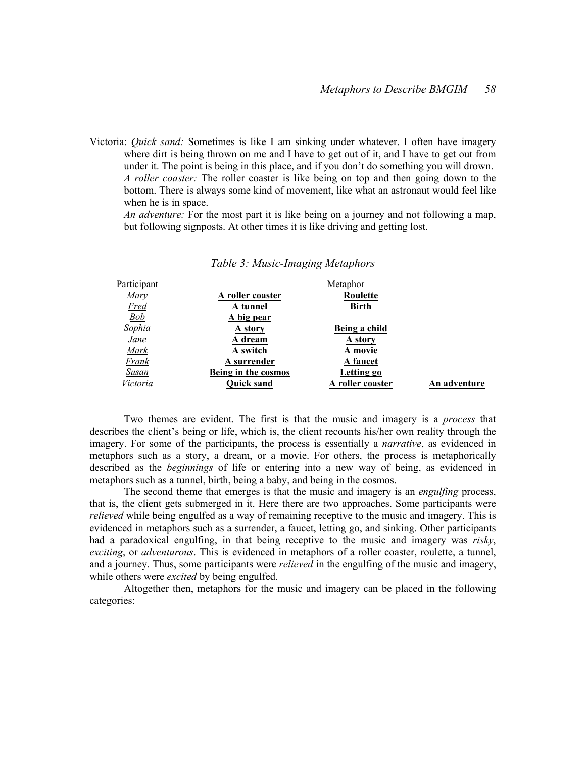Victoria: *Quick sand:* Sometimes is like I am sinking under whatever. I often have imagery where dirt is being thrown on me and I have to get out of it, and I have to get out from under it. The point is being in this place, and if you don't do something you will drown. *A roller coaster:* The roller coaster is like being on top and then going down to the bottom. There is always some kind of movement, like what an astronaut would feel like when he is in space.
*An adventure:* For the most part it is like being on a journey and not following a map, but following signposts. At other times it is like driving and getting lost.

*Table 3: Music-Imaging Metaphors*

| Participant | | Metaphor | |
|---|---|---|---|
| *Mary* | **A roller coaster** | **Roulette** | |
| *Fred* | **A tunnel** | **Birth** | |
| *Bob* | **A big pear** | | |
| *Sophia* | **A story** | **Being a child** | |
| *Jane* | **A dream** | **A story** | |
| *Mark* | **A switch** | **A movie** | |
| *Frank* | **A surrender** | **A faucet** | |
| *Susan* | **Being in the cosmos** | **Letting go** | |
| *Victoria* | **Quick sand** | **A roller coaster** | **An adventure** |

Two themes are evident. The first is that the music and imagery is a *process* that describes the client's being or life, which is, the client recounts his/her own reality through the imagery. For some of the participants, the process is essentially a *narrative*, as evidenced in metaphors such as a story, a dream, or a movie. For others, the process is metaphorically described as the *beginnings* of life or entering into a new way of being, as evidenced in metaphors such as a tunnel, birth, being a baby, and being in the cosmos.

The second theme that emerges is that the music and imagery is an *engulfing* process, that is, the client gets submerged in it. Here there are two approaches. Some participants were *relieved* while being engulfed as a way of remaining receptive to the music and imagery. This is evidenced in metaphors such as a surrender, a faucet, letting go, and sinking. Other participants had a paradoxical engulfing, in that being receptive to the music and imagery was *risky*, *exciting*, or *adventurous*. This is evidenced in metaphors of a roller coaster, roulette, a tunnel, and a journey. Thus, some participants were *relieved* in the engulfing of the music and imagery, while others were *excited* by being engulfed.

Altogether then, metaphors for the music and imagery can be placed in the following categories: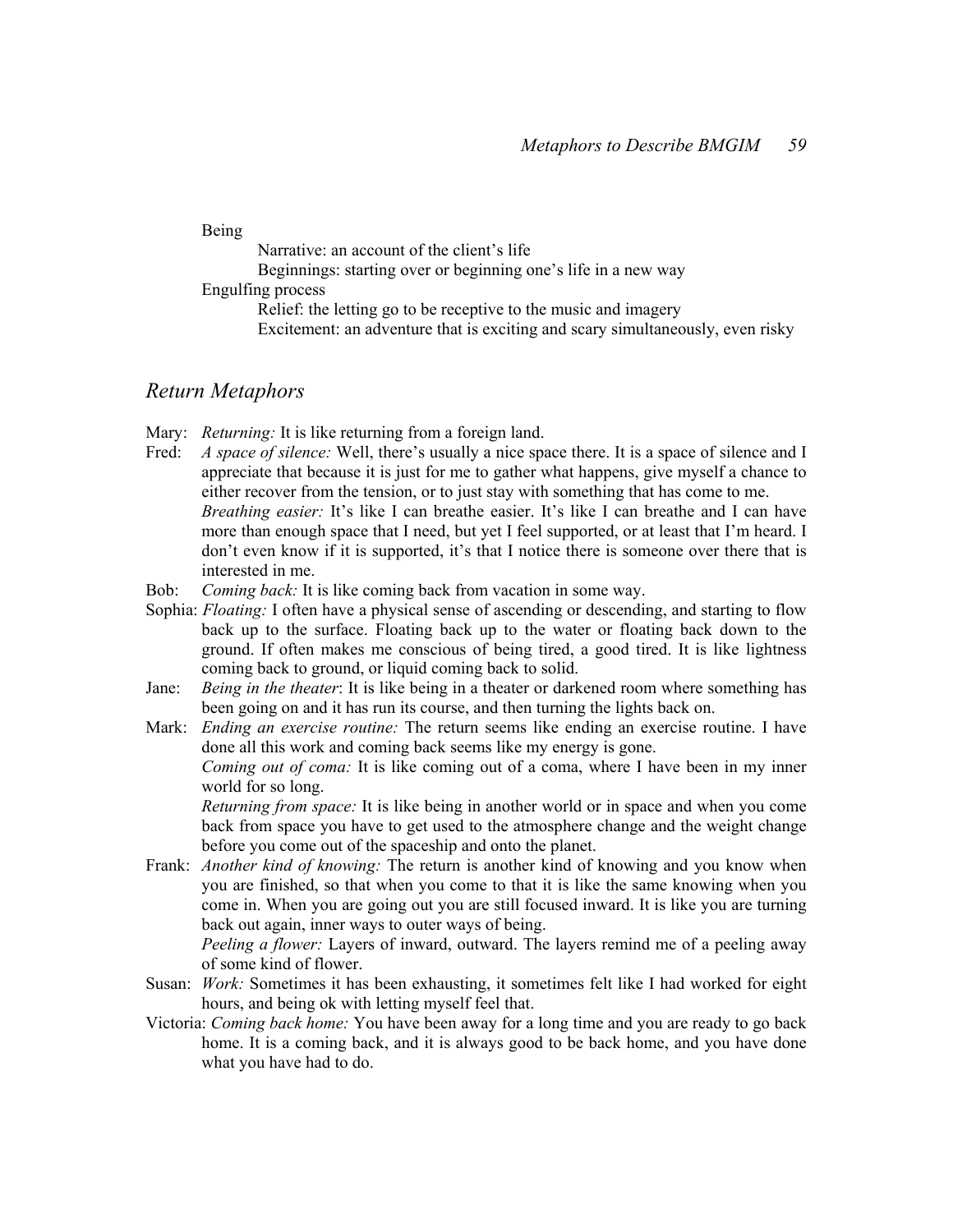Being

Narrative: an account of the client's life

Beginnings: starting over or beginning one's life in a new way

Engulfing process

Relief: the letting go to be receptive to the music and imagery

Excitement: an adventure that is exciting and scary simultaneously, even risky

## Return Metaphors

Mary: *Returning:* It is like returning from a foreign land.

Fred: *A space of silence:* Well, there's usually a nice space there. It is a space of silence and I appreciate that because it is just for me to gather what happens, give myself a chance to either recover from the tension, or to just stay with something that has come to me.

*Breathing easier:* It's like I can breathe easier. It's like I can breathe and I can have more than enough space that I need, but yet I feel supported, or at least that I'm heard. I don't even know if it is supported, it's that I notice there is someone over there that is interested in me.

Bob: *Coming back:* It is like coming back from vacation in some way.

Sophia: *Floating:* I often have a physical sense of ascending or descending, and starting to flow back up to the surface. Floating back up to the water or floating back down to the ground. If often makes me conscious of being tired, a good tired. It is like lightness coming back to ground, or liquid coming back to solid.

Jane: *Being in the theater*: It is like being in a theater or darkened room where something has been going on and it has run its course, and then turning the lights back on.

Mark: *Ending an exercise routine:* The return seems like ending an exercise routine. I have done all this work and coming back seems like my energy is gone.

*Coming out of coma:* It is like coming out of a coma, where I have been in my inner world for so long.

*Returning from space:* It is like being in another world or in space and when you come back from space you have to get used to the atmosphere change and the weight change before you come out of the spaceship and onto the planet.

Frank: *Another kind of knowing:* The return is another kind of knowing and you know when you are finished, so that when you come to that it is like the same knowing when you come in. When you are going out you are still focused inward. It is like you are turning back out again, inner ways to outer ways of being.

*Peeling a flower:* Layers of inward, outward. The layers remind me of a peeling away of some kind of flower.

Susan: *Work:* Sometimes it has been exhausting, it sometimes felt like I had worked for eight hours, and being ok with letting myself feel that.

Victoria: *Coming back home:* You have been away for a long time and you are ready to go back home. It is a coming back, and it is always good to be back home, and you have done what you have had to do.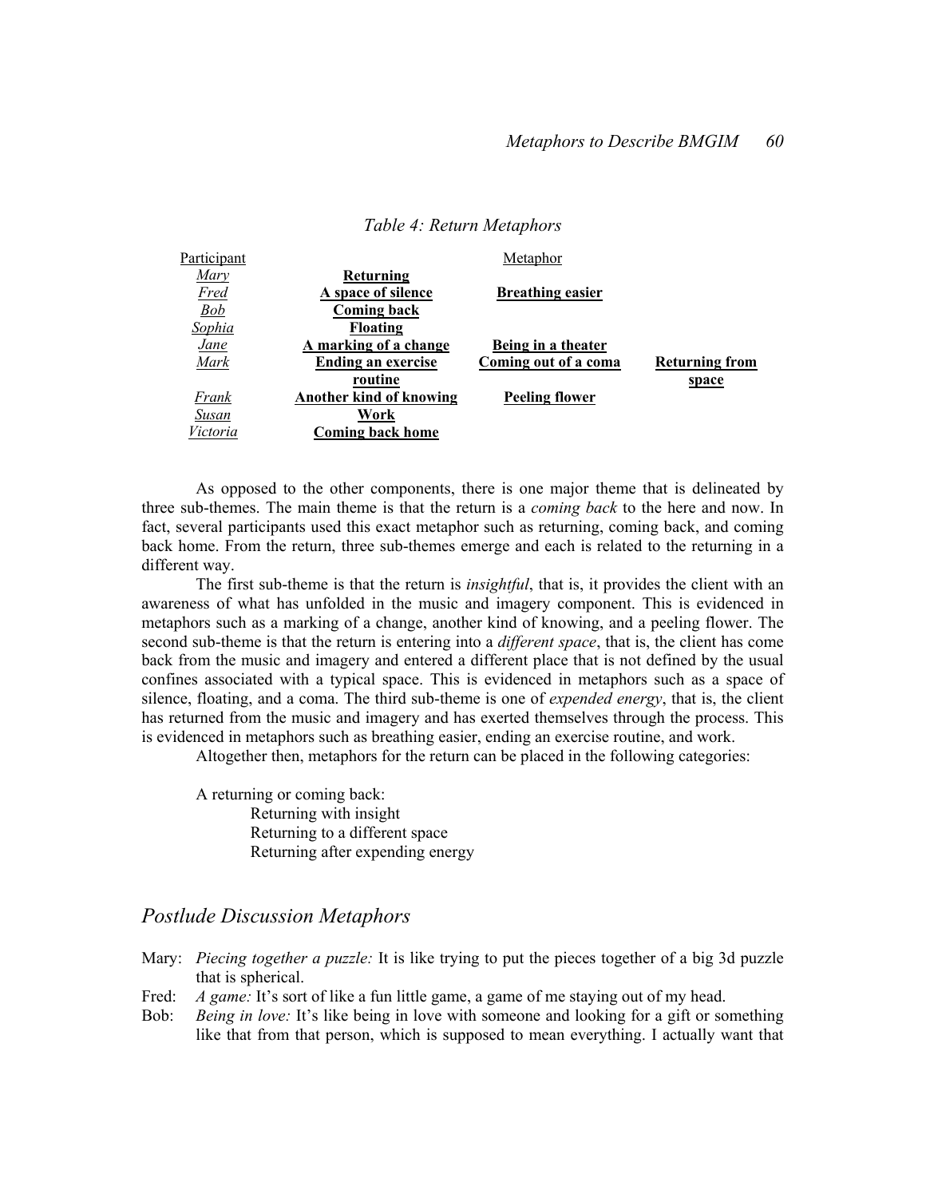*Table 4: Return Metaphors*

| Participant | Metaphor | | |
|---|---|---|---|
| *Mary* | **Returning** | | |
| *Fred* | **A space of silence** | **Breathing easier** | |
| *Bob* | **Coming back** | | |
| *Sophia* | **Floating** | | |
| *Jane* | **A marking of a change** | **Being in a theater** | |
| *Mark* | **Ending an exercise routine** | **Coming out of a coma** | **Returning from space** |
| *Frank* | **Another kind of knowing** | **Peeling flower** | |
| *Susan* | **Work** | | |
| *Victoria* | **Coming back home** | | |

As opposed to the other components, there is one major theme that is delineated by three sub-themes. The main theme is that the return is a *coming back* to the here and now. In fact, several participants used this exact metaphor such as returning, coming back, and coming back home. From the return, three sub-themes emerge and each is related to the returning in a different way.

The first sub-theme is that the return is *insightful*, that is, it provides the client with an awareness of what has unfolded in the music and imagery component. This is evidenced in metaphors such as a marking of a change, another kind of knowing, and a peeling flower. The second sub-theme is that the return is entering into a *different space*, that is, the client has come back from the music and imagery and entered a different place that is not defined by the usual confines associated with a typical space. This is evidenced in metaphors such as a space of silence, floating, and a coma. The third sub-theme is one of *expended energy*, that is, the client has returned from the music and imagery and has exerted themselves through the process. This is evidenced in metaphors such as breathing easier, ending an exercise routine, and work.

Altogether then, metaphors for the return can be placed in the following categories:

A returning or coming back:
- Returning with insight
- Returning to a different space
- Returning after expending energy

## *Postlude Discussion Metaphors*

Mary: *Piecing together a puzzle:* It is like trying to put the pieces together of a big 3d puzzle that is spherical.

Fred: *A game:* It's sort of like a fun little game, a game of me staying out of my head.

Bob: *Being in love:* It's like being in love with someone and looking for a gift or something like that from that person, which is supposed to mean everything. I actually want that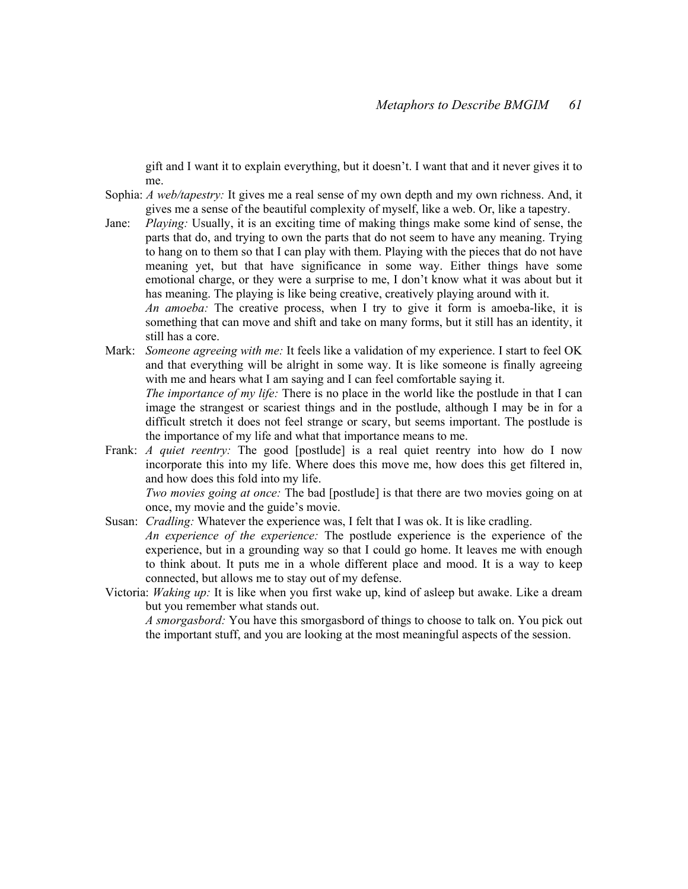gift and I want it to explain everything, but it doesn't. I want that and it never gives it to me.

Sophia: *A web/tapestry:* It gives me a real sense of my own depth and my own richness. And, it gives me a sense of the beautiful complexity of myself, like a web. Or, like a tapestry.

Jane: *Playing:* Usually, it is an exciting time of making things make some kind of sense, the parts that do, and trying to own the parts that do not seem to have any meaning. Trying to hang on to them so that I can play with them. Playing with the pieces that do not have meaning yet, but that have significance in some way. Either things have some emotional charge, or they were a surprise to me, I don't know what it was about but it has meaning. The playing is like being creative, creatively playing around with it.

*An amoeba:* The creative process, when I try to give it form is amoeba-like, it is something that can move and shift and take on many forms, but it still has an identity, it still has a core.

Mark: *Someone agreeing with me:* It feels like a validation of my experience. I start to feel OK and that everything will be alright in some way. It is like someone is finally agreeing with me and hears what I am saying and I can feel comfortable saying it.

*The importance of my life:* There is no place in the world like the postlude in that I can image the strangest or scariest things and in the postlude, although I may be in for a difficult stretch it does not feel strange or scary, but seems important. The postlude is the importance of my life and what that importance means to me.

Frank: *A quiet reentry:* The good [postlude] is a real quiet reentry into how do I now incorporate this into my life. Where does this move me, how does this get filtered in, and how does this fold into my life.

*Two movies going at once:* The bad [postlude] is that there are two movies going on at once, my movie and the guide's movie.

Susan: *Cradling:* Whatever the experience was, I felt that I was ok. It is like cradling.

*An experience of the experience:* The postlude experience is the experience of the experience, but in a grounding way so that I could go home. It leaves me with enough to think about. It puts me in a whole different place and mood. It is a way to keep connected, but allows me to stay out of my defense.

Victoria: *Waking up:* It is like when you first wake up, kind of asleep but awake. Like a dream but you remember what stands out.

*A smorgasbord:* You have this smorgasbord of things to choose to talk on. You pick out the important stuff, and you are looking at the most meaningful aspects of the session.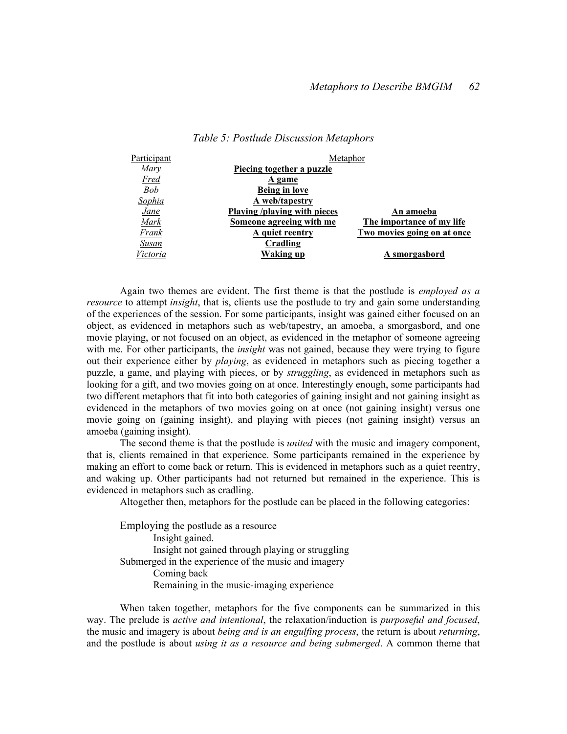*Table 5: Postlude Discussion Metaphors*

| Participant | Metaphor | |
|---|---|---|
| *Mary* | **Piecing together a puzzle** | |
| *Fred* | **A game** | |
| *Bob* | **Being in love** | |
| *Sophia* | **A web/tapestry** | |
| *Jane* | **Playing /playing with pieces** | **An amoeba** |
| *Mark* | **Someone agreeing with me** | **The importance of my life** |
| *Frank* | **A quiet reentry** | **Two movies going on at once** |
| *Susan* | **Cradling** | |
| *Victoria* | **Waking up** | **A smorgasbord** |

Again two themes are evident. The first theme is that the postlude is *employed as a resource* to attempt *insight*, that is, clients use the postlude to try and gain some understanding of the experiences of the session. For some participants, insight was gained either focused on an object, as evidenced in metaphors such as web/tapestry, an amoeba, a smorgasbord, and one movie playing, or not focused on an object, as evidenced in the metaphor of someone agreeing with me. For other participants, the *insight* was not gained, because they were trying to figure out their experience either by *playing*, as evidenced in metaphors such as piecing together a puzzle, a game, and playing with pieces, or by *struggling*, as evidenced in metaphors such as looking for a gift, and two movies going on at once. Interestingly enough, some participants had two different metaphors that fit into both categories of gaining insight and not gaining insight as evidenced in the metaphors of two movies going on at once (not gaining insight) versus one movie going on (gaining insight), and playing with pieces (not gaining insight) versus an amoeba (gaining insight).

The second theme is that the postlude is *united* with the music and imagery component, that is, clients remained in that experience. Some participants remained in the experience by making an effort to come back or return. This is evidenced in metaphors such as a quiet reentry, and waking up. Other participants had not returned but remained in the experience. This is evidenced in metaphors such as cradling.

Altogether then, metaphors for the postlude can be placed in the following categories:

- Employing the postlude as a resource
  - Insight gained.
  - Insight not gained through playing or struggling
- Submerged in the experience of the music and imagery
  - Coming back
  - Remaining in the music-imaging experience

When taken together, metaphors for the five components can be summarized in this way. The prelude is *active and intentional*, the relaxation/induction is *purposeful and focused*, the music and imagery is about *being and is an engulfing process*, the return is about *returning*, and the postlude is about *using it as a resource and being submerged*. A common theme that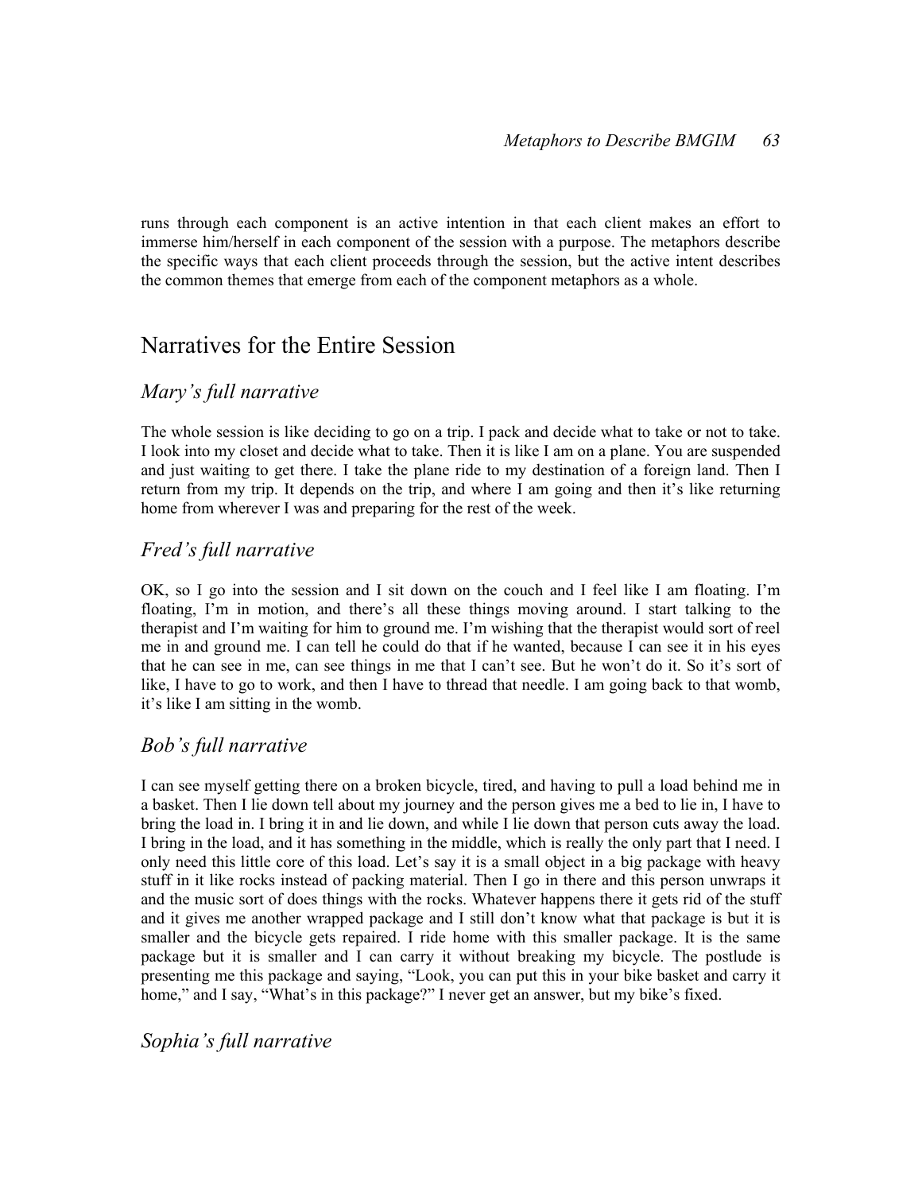runs through each component is an active intention in that each client makes an effort to immerse him/herself in each component of the session with a purpose. The metaphors describe the specific ways that each client proceeds through the session, but the active intent describes the common themes that emerge from each of the component metaphors as a whole.

## Narratives for the Entire Session

### *Mary's full narrative*

The whole session is like deciding to go on a trip. I pack and decide what to take or not to take. I look into my closet and decide what to take. Then it is like I am on a plane. You are suspended and just waiting to get there. I take the plane ride to my destination of a foreign land. Then I return from my trip. It depends on the trip, and where I am going and then it's like returning home from wherever I was and preparing for the rest of the week.

### *Fred's full narrative*

OK, so I go into the session and I sit down on the couch and I feel like I am floating. I'm floating, I'm in motion, and there's all these things moving around. I start talking to the therapist and I'm waiting for him to ground me. I'm wishing that the therapist would sort of reel me in and ground me. I can tell he could do that if he wanted, because I can see it in his eyes that he can see in me, can see things in me that I can't see. But he won't do it. So it's sort of like, I have to go to work, and then I have to thread that needle. I am going back to that womb, it's like I am sitting in the womb.

### *Bob's full narrative*

I can see myself getting there on a broken bicycle, tired, and having to pull a load behind me in a basket. Then I lie down tell about my journey and the person gives me a bed to lie in, I have to bring the load in. I bring it in and lie down, and while I lie down that person cuts away the load. I bring in the load, and it has something in the middle, which is really the only part that I need. I only need this little core of this load. Let's say it is a small object in a big package with heavy stuff in it like rocks instead of packing material. Then I go in there and this person unwraps it and the music sort of does things with the rocks. Whatever happens there it gets rid of the stuff and it gives me another wrapped package and I still don't know what that package is but it is smaller and the bicycle gets repaired. I ride home with this smaller package. It is the same package but it is smaller and I can carry it without breaking my bicycle. The postlude is presenting me this package and saying, "Look, you can put this in your bike basket and carry it home," and I say, "What's in this package?" I never get an answer, but my bike's fixed.

### *Sophia's full narrative*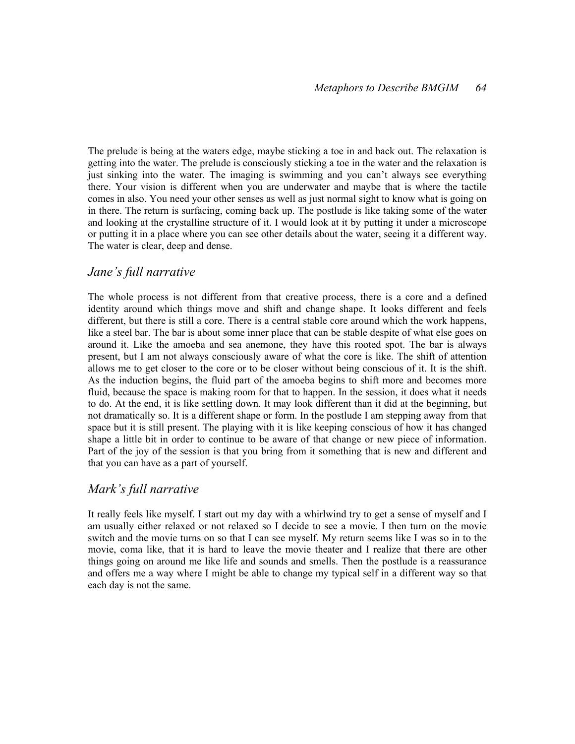The prelude is being at the waters edge, maybe sticking a toe in and back out. The relaxation is getting into the water. The prelude is consciously sticking a toe in the water and the relaxation is just sinking into the water. The imaging is swimming and you can't always see everything there. Your vision is different when you are underwater and maybe that is where the tactile comes in also. You need your other senses as well as just normal sight to know what is going on in there. The return is surfacing, coming back up. The postlude is like taking some of the water and looking at the crystalline structure of it. I would look at it by putting it under a microscope or putting it in a place where you can see other details about the water, seeing it a different way. The water is clear, deep and dense.

## *Jane's full narrative*

The whole process is not different from that creative process, there is a core and a defined identity around which things move and shift and change shape. It looks different and feels different, but there is still a core. There is a central stable core around which the work happens, like a steel bar. The bar is about some inner place that can be stable despite of what else goes on around it. Like the amoeba and sea anemone, they have this rooted spot. The bar is always present, but I am not always consciously aware of what the core is like. The shift of attention allows me to get closer to the core or to be closer without being conscious of it. It is the shift. As the induction begins, the fluid part of the amoeba begins to shift more and becomes more fluid, because the space is making room for that to happen. In the session, it does what it needs to do. At the end, it is like settling down. It may look different than it did at the beginning, but not dramatically so. It is a different shape or form. In the postlude I am stepping away from that space but it is still present. The playing with it is like keeping conscious of how it has changed shape a little bit in order to continue to be aware of that change or new piece of information. Part of the joy of the session is that you bring from it something that is new and different and that you can have as a part of yourself.

## *Mark's full narrative*

It really feels like myself. I start out my day with a whirlwind try to get a sense of myself and I am usually either relaxed or not relaxed so I decide to see a movie. I then turn on the movie switch and the movie turns on so that I can see myself. My return seems like I was so in to the movie, coma like, that it is hard to leave the movie theater and I realize that there are other things going on around me like life and sounds and smells. Then the postlude is a reassurance and offers me a way where I might be able to change my typical self in a different way so that each day is not the same.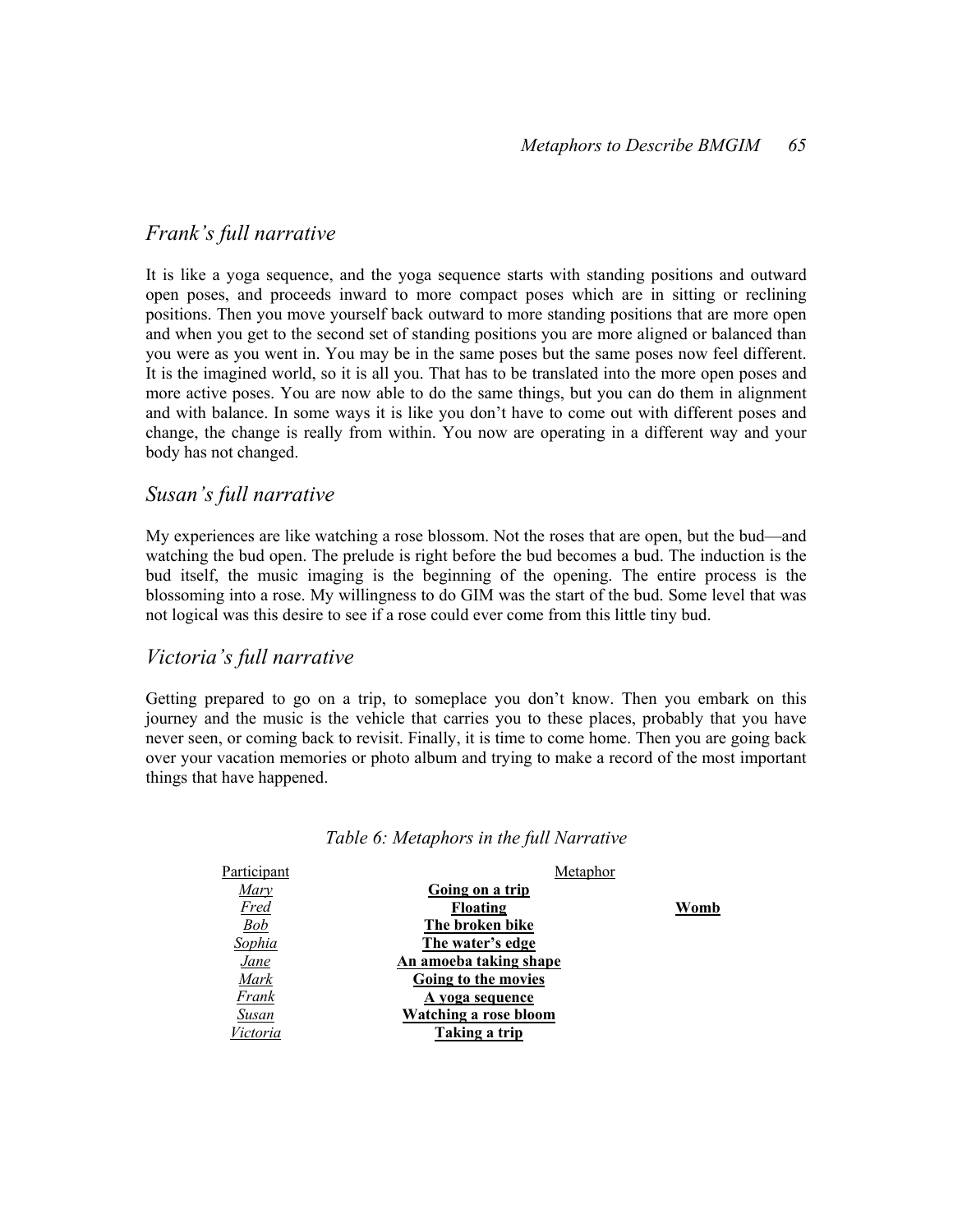## *Frank's full narrative*

It is like a yoga sequence, and the yoga sequence starts with standing positions and outward open poses, and proceeds inward to more compact poses which are in sitting or reclining positions. Then you move yourself back outward to more standing positions that are more open and when you get to the second set of standing positions you are more aligned or balanced than you were as you went in. You may be in the same poses but the same poses now feel different. It is the imagined world, so it is all you. That has to be translated into the more open poses and more active poses. You are now able to do the same things, but you can do them in alignment and with balance. In some ways it is like you don't have to come out with different poses and change, the change is really from within. You now are operating in a different way and your body has not changed.

## *Susan's full narrative*

My experiences are like watching a rose blossom. Not the roses that are open, but the bud—and watching the bud open. The prelude is right before the bud becomes a bud. The induction is the bud itself, the music imaging is the beginning of the opening. The entire process is the blossoming into a rose. My willingness to do GIM was the start of the bud. Some level that was not logical was this desire to see if a rose could ever come from this little tiny bud.

## *Victoria's full narrative*

Getting prepared to go on a trip, to someplace you don't know. Then you embark on this journey and the music is the vehicle that carries you to these places, probably that you have never seen, or coming back to revisit. Finally, it is time to come home. Then you are going back over your vacation memories or photo album and trying to make a record of the most important things that have happened.

*Table 6: Metaphors in the full Narrative*

| Participant | Metaphor | |
|---|---|---|
| *Mary* | **Going on a trip** | |
| *Fred* | **Floating** | **Womb** |
| *Bob* | **The broken bike** | |
| *Sophia* | **The water's edge** | |
| *Jane* | **An amoeba taking shape** | |
| *Mark* | **Going to the movies** | |
| *Frank* | **A yoga sequence** | |
| *Susan* | **Watching a rose bloom** | |
| *Victoria* | **Taking a trip** | |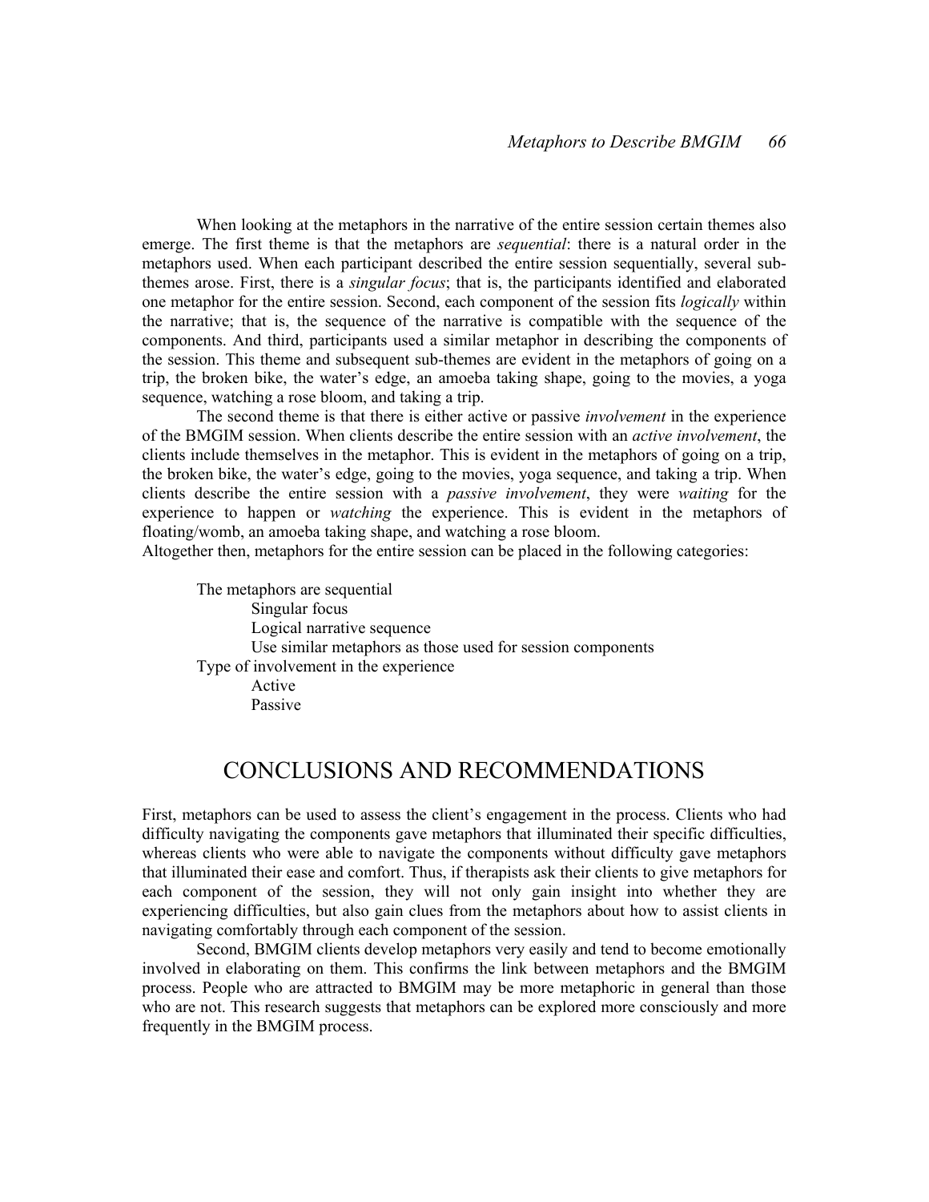When looking at the metaphors in the narrative of the entire session certain themes also emerge. The first theme is that the metaphors are *sequential*: there is a natural order in the metaphors used. When each participant described the entire session sequentially, several sub-themes arose. First, there is a *singular focus*; that is, the participants identified and elaborated one metaphor for the entire session. Second, each component of the session fits *logically* within the narrative; that is, the sequence of the narrative is compatible with the sequence of the components. And third, participants used a similar metaphor in describing the components of the session. This theme and subsequent sub-themes are evident in the metaphors of going on a trip, the broken bike, the water's edge, an amoeba taking shape, going to the movies, a yoga sequence, watching a rose bloom, and taking a trip.

The second theme is that there is either active or passive *involvement* in the experience of the BMGIM session. When clients describe the entire session with an *active involvement*, the clients include themselves in the metaphor. This is evident in the metaphors of going on a trip, the broken bike, the water's edge, going to the movies, yoga sequence, and taking a trip. When clients describe the entire session with a *passive involvement*, they were *waiting* for the experience to happen or *watching* the experience. This is evident in the metaphors of floating/womb, an amoeba taking shape, and watching a rose bloom.

Altogether then, metaphors for the entire session can be placed in the following categories:

- The metaphors are sequential
  - Singular focus
  - Logical narrative sequence
  - Use similar metaphors as those used for session components
- Type of involvement in the experience
  - Active
  - Passive

## CONCLUSIONS AND RECOMMENDATIONS

First, metaphors can be used to assess the client's engagement in the process. Clients who had difficulty navigating the components gave metaphors that illuminated their specific difficulties, whereas clients who were able to navigate the components without difficulty gave metaphors that illuminated their ease and comfort. Thus, if therapists ask their clients to give metaphors for each component of the session, they will not only gain insight into whether they are experiencing difficulties, but also gain clues from the metaphors about how to assist clients in navigating comfortably through each component of the session.

Second, BMGIM clients develop metaphors very easily and tend to become emotionally involved in elaborating on them. This confirms the link between metaphors and the BMGIM process. People who are attracted to BMGIM may be more metaphoric in general than those who are not. This research suggests that metaphors can be explored more consciously and more frequently in the BMGIM process.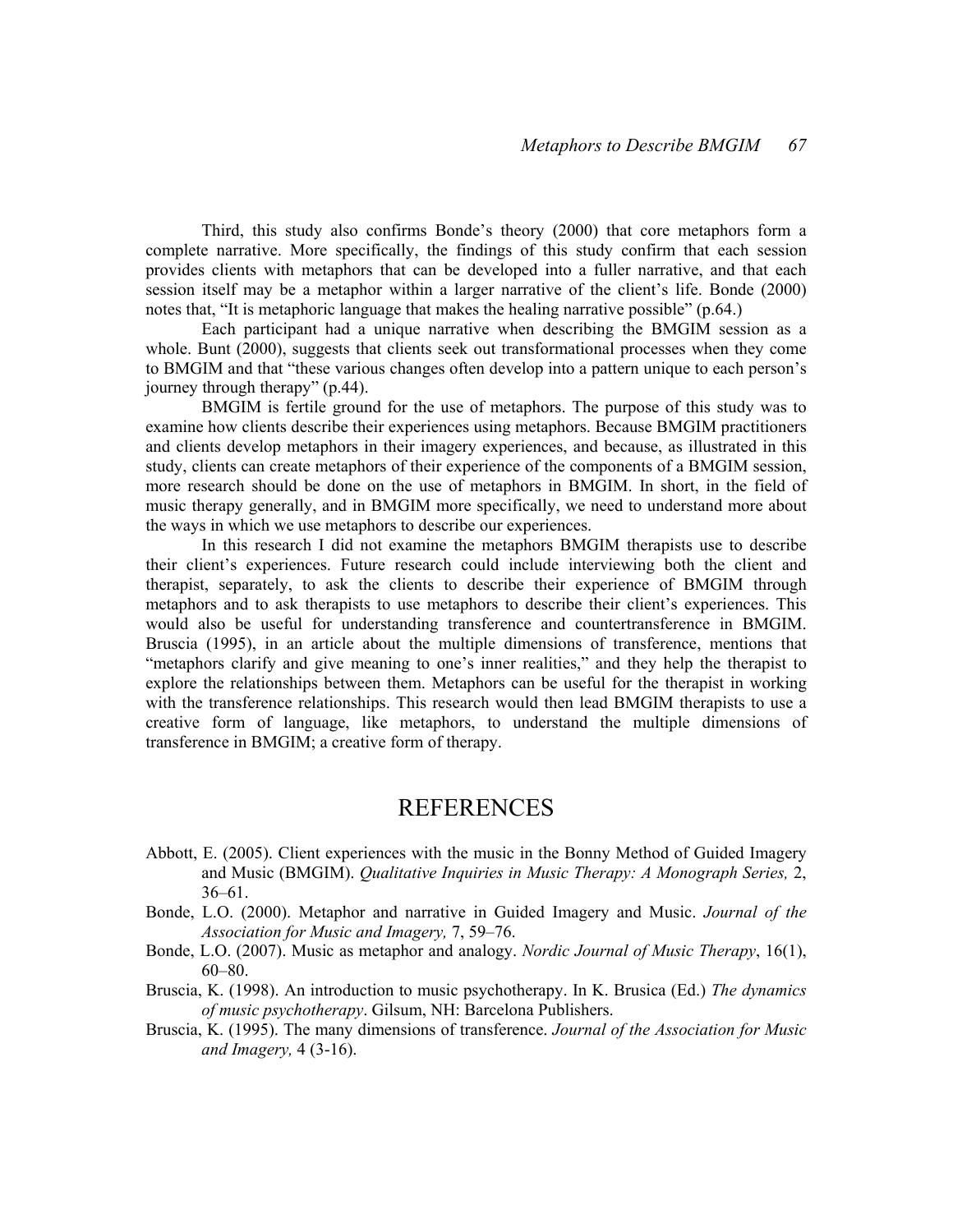Third, this study also confirms Bonde's theory (2000) that core metaphors form a complete narrative. More specifically, the findings of this study confirm that each session provides clients with metaphors that can be developed into a fuller narrative, and that each session itself may be a metaphor within a larger narrative of the client's life. Bonde (2000) notes that, "It is metaphoric language that makes the healing narrative possible" (p.64.)

Each participant had a unique narrative when describing the BMGIM session as a whole. Bunt (2000), suggests that clients seek out transformational processes when they come to BMGIM and that "these various changes often develop into a pattern unique to each person's journey through therapy" (p.44).

BMGIM is fertile ground for the use of metaphors. The purpose of this study was to examine how clients describe their experiences using metaphors. Because BMGIM practitioners and clients develop metaphors in their imagery experiences, and because, as illustrated in this study, clients can create metaphors of their experience of the components of a BMGIM session, more research should be done on the use of metaphors in BMGIM. In short, in the field of music therapy generally, and in BMGIM more specifically, we need to understand more about the ways in which we use metaphors to describe our experiences.

In this research I did not examine the metaphors BMGIM therapists use to describe their client's experiences. Future research could include interviewing both the client and therapist, separately, to ask the clients to describe their experience of BMGIM through metaphors and to ask therapists to use metaphors to describe their client's experiences. This would also be useful for understanding transference and countertransference in BMGIM. Bruscia (1995), in an article about the multiple dimensions of transference, mentions that "metaphors clarify and give meaning to one's inner realities," and they help the therapist to explore the relationships between them. Metaphors can be useful for the therapist in working with the transference relationships. This research would then lead BMGIM therapists to use a creative form of language, like metaphors, to understand the multiple dimensions of transference in BMGIM; a creative form of therapy.

# REFERENCES

Abbott, E. (2005). Client experiences with the music in the Bonny Method of Guided Imagery and Music (BMGIM). *Qualitative Inquiries in Music Therapy: A Monograph Series,* 2, 36–61.

Bonde, L.O. (2000). Metaphor and narrative in Guided Imagery and Music. *Journal of the Association for Music and Imagery,* 7, 59–76.

Bonde, L.O. (2007). Music as metaphor and analogy. *Nordic Journal of Music Therapy*, 16(1), 60–80.

Bruscia, K. (1998). An introduction to music psychotherapy. In K. Brusica (Ed.) *The dynamics of music psychotherapy*. Gilsum, NH: Barcelona Publishers.

Bruscia, K. (1995). The many dimensions of transference. *Journal of the Association for Music and Imagery,* 4 (3-16).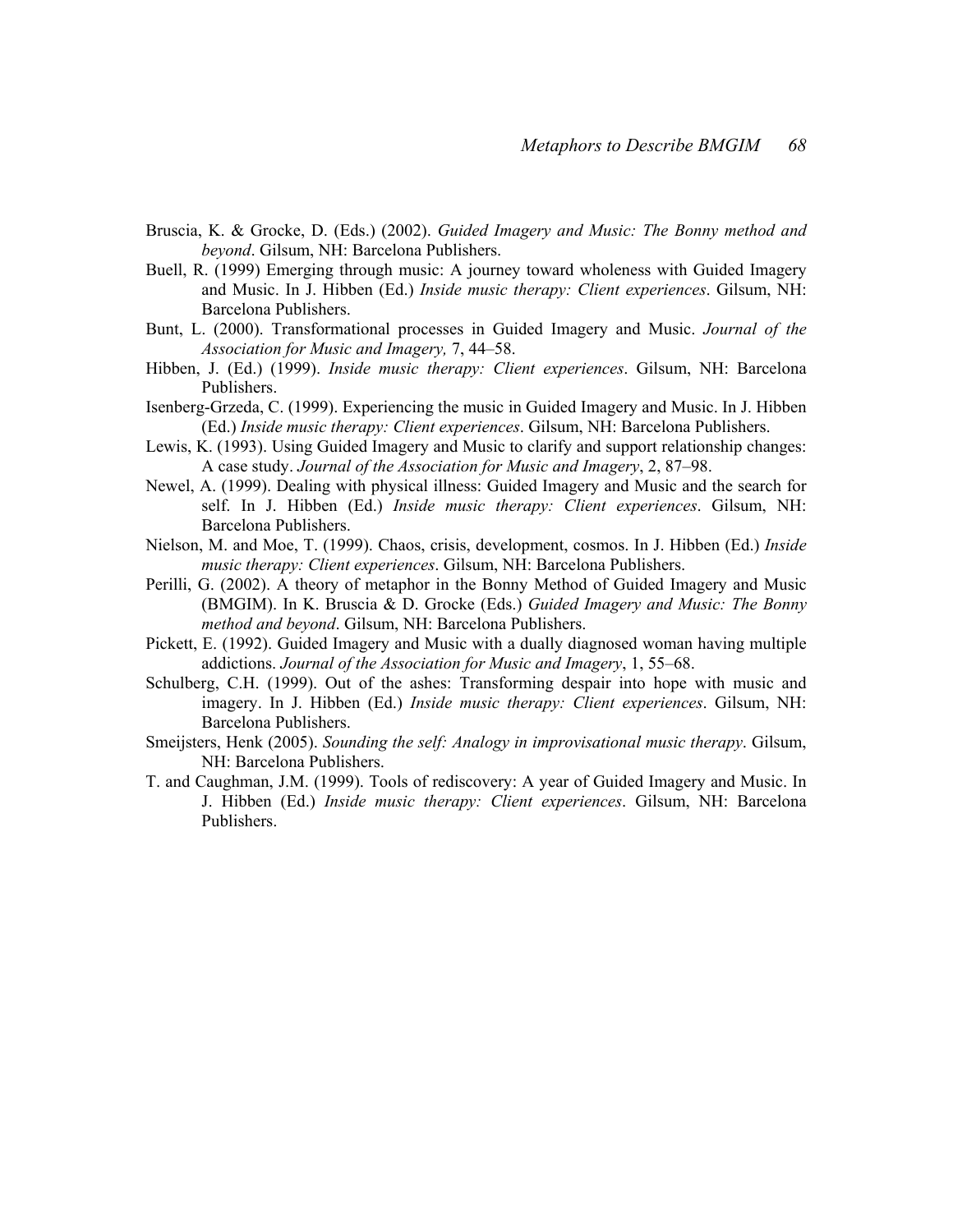Bruscia, K. & Grocke, D. (Eds.) (2002). *Guided Imagery and Music: The Bonny method and beyond*. Gilsum, NH: Barcelona Publishers.

Buell, R. (1999) Emerging through music: A journey toward wholeness with Guided Imagery and Music. In J. Hibben (Ed.) *Inside music therapy: Client experiences*. Gilsum, NH: Barcelona Publishers.

Bunt, L. (2000). Transformational processes in Guided Imagery and Music. *Journal of the Association for Music and Imagery,* 7, 44–58.

Hibben, J. (Ed.) (1999). *Inside music therapy: Client experiences*. Gilsum, NH: Barcelona Publishers.

Isenberg-Grzeda, C. (1999). Experiencing the music in Guided Imagery and Music. In J. Hibben (Ed.) *Inside music therapy: Client experiences*. Gilsum, NH: Barcelona Publishers.

Lewis, K. (1993). Using Guided Imagery and Music to clarify and support relationship changes: A case study. *Journal of the Association for Music and Imagery*, 2, 87–98.

Newel, A. (1999). Dealing with physical illness: Guided Imagery and Music and the search for self. In J. Hibben (Ed.) *Inside music therapy: Client experiences*. Gilsum, NH: Barcelona Publishers.

Nielson, M. and Moe, T. (1999). Chaos, crisis, development, cosmos. In J. Hibben (Ed.) *Inside music therapy: Client experiences*. Gilsum, NH: Barcelona Publishers.

Perilli, G. (2002). A theory of metaphor in the Bonny Method of Guided Imagery and Music (BMGIM). In K. Bruscia & D. Grocke (Eds.) *Guided Imagery and Music: The Bonny method and beyond*. Gilsum, NH: Barcelona Publishers.

Pickett, E. (1992). Guided Imagery and Music with a dually diagnosed woman having multiple addictions. *Journal of the Association for Music and Imagery*, 1, 55–68.

Schulberg, C.H. (1999). Out of the ashes: Transforming despair into hope with music and imagery. In J. Hibben (Ed.) *Inside music therapy: Client experiences*. Gilsum, NH: Barcelona Publishers.

Smeijsters, Henk (2005). *Sounding the self: Analogy in improvisational music therapy*. Gilsum, NH: Barcelona Publishers.

T. and Caughman, J.M. (1999). Tools of rediscovery: A year of Guided Imagery and Music. In J. Hibben (Ed.) *Inside music therapy: Client experiences*. Gilsum, NH: Barcelona Publishers.